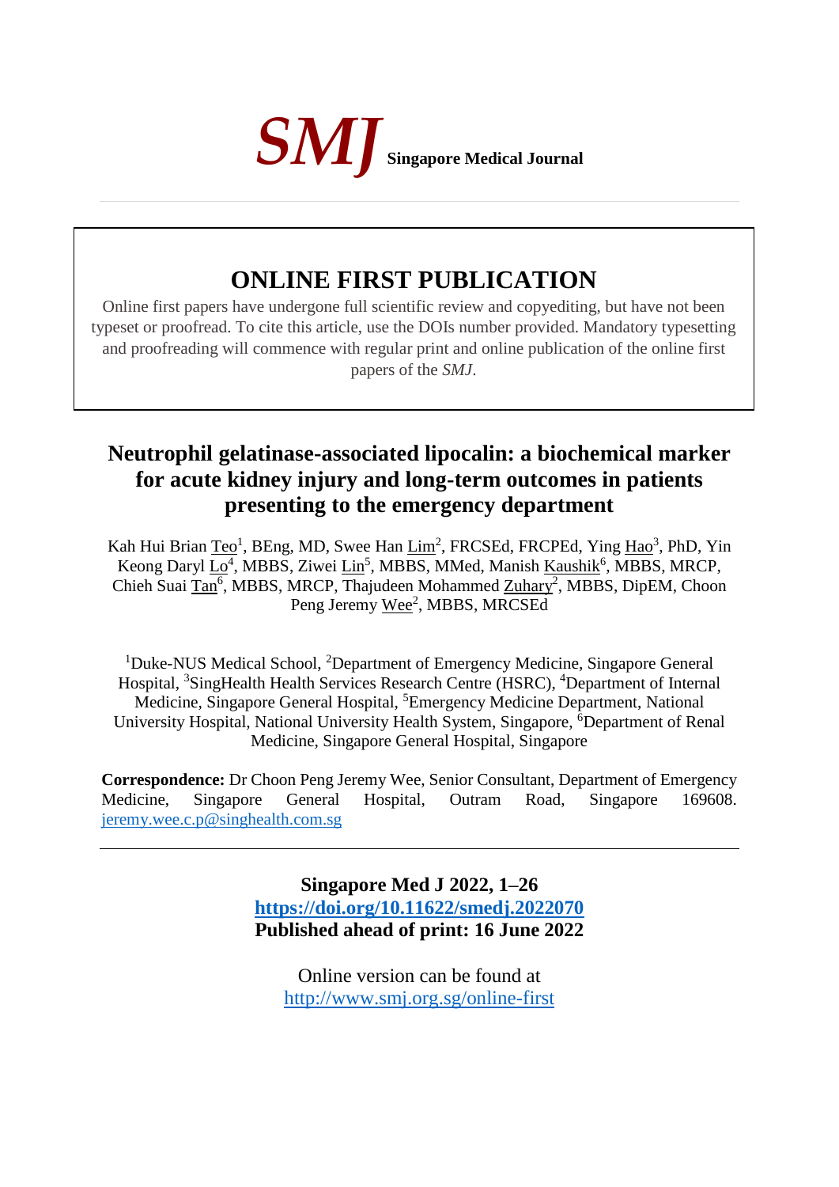*SMJ* **Singapore Medical Journal**

# ONLINE FIRST PUBLICATION

Online first papers have undergone full scientific review and copyediting, but have not been typeset or proofread. To cite this article, use the DOIs number provided. Mandatory typesetting and proofreading will commence with regular print and online publication of the online first papers of the *SMJ*.

## Neutrophil gelatinase-associated lipocalin: a biochemical marker for acute kidney injury and long-term outcomes in patients presenting to the emergency department

Kah Hui Brian Teo[1], BEng, MD, Swee Han Lim[2], FRCSEd, FRCPEd, Ying Hao[3], PhD, Yin Keong Daryl Lo[4], MBBS, Ziwei Lin[5], MBBS, MMed, Manish Kaushik[6], MBBS, MRCP, Chieh Suai Tan[6], MBBS, MRCP, Thajudeen Mohammed Zuhary[2], MBBS, DipEM, Choon Peng Jeremy Wee[2], MBBS, MRCSEd

[1]Duke-NUS Medical School, [2]Department of Emergency Medicine, Singapore General Hospital, [3]SingHealth Health Services Research Centre (HSRC), [4]Department of Internal Medicine, Singapore General Hospital, [5]Emergency Medicine Department, National University Hospital, National University Health System, Singapore, [6]Department of Renal Medicine, Singapore General Hospital, Singapore

**Correspondence:** Dr Choon Peng Jeremy Wee, Senior Consultant, Department of Emergency Medicine, Singapore General Hospital, Outram Road, Singapore 169608. jeremy.wee.c.p@singhealth.com.sg

---

**Singapore Med J 2022, 1–26**
**https://doi.org/10.11622/smedj.2022070**
**Published ahead of print: 16 June 2022**

Online version can be found at
http://www.smj.org.sg/online-first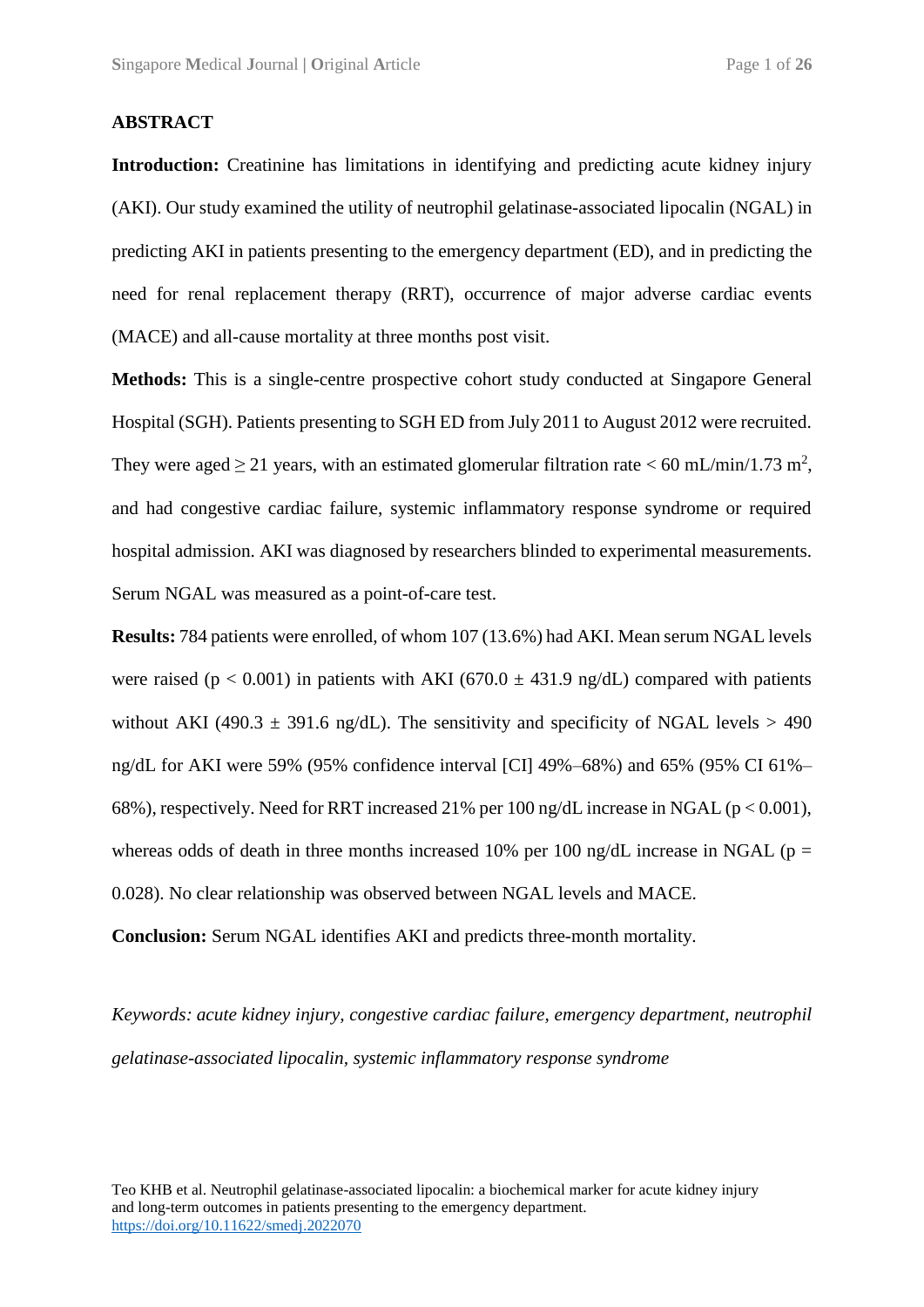## ABSTRACT

**Introduction:** Creatinine has limitations in identifying and predicting acute kidney injury (AKI). Our study examined the utility of neutrophil gelatinase-associated lipocalin (NGAL) in predicting AKI in patients presenting to the emergency department (ED), and in predicting the need for renal replacement therapy (RRT), occurrence of major adverse cardiac events (MACE) and all-cause mortality at three months post visit.

**Methods:** This is a single-centre prospective cohort study conducted at Singapore General Hospital (SGH). Patients presenting to SGH ED from July 2011 to August 2012 were recruited. They were aged ≥ 21 years, with an estimated glomerular filtration rate < 60 mL/min/1.73 $m^2$, and had congestive cardiac failure, systemic inflammatory response syndrome or required hospital admission. AKI was diagnosed by researchers blinded to experimental measurements. Serum NGAL was measured as a point-of-care test.

**Results:** 784 patients were enrolled, of whom 107 (13.6%) had AKI. Mean serum NGAL levels were raised ($p < 0.001$) in patients with AKI (670.0 ± 431.9 ng/dL) compared with patients without AKI (490.3 ± 391.6 ng/dL). The sensitivity and specificity of NGAL levels > 490 ng/dL for AKI were 59% (95% confidence interval [CI] 49%–68%) and 65% (95% CI 61%–68%), respectively. Need for RRT increased 21% per 100 ng/dL increase in NGAL ($p < 0.001$), whereas odds of death in three months increased 10% per 100 ng/dL increase in NGAL ($p = 0.028$). No clear relationship was observed between NGAL levels and MACE.

**Conclusion:** Serum NGAL identifies AKI and predicts three-month mortality.

*Keywords: acute kidney injury, congestive cardiac failure, emergency department, neutrophil gelatinase-associated lipocalin, systemic inflammatory response syndrome*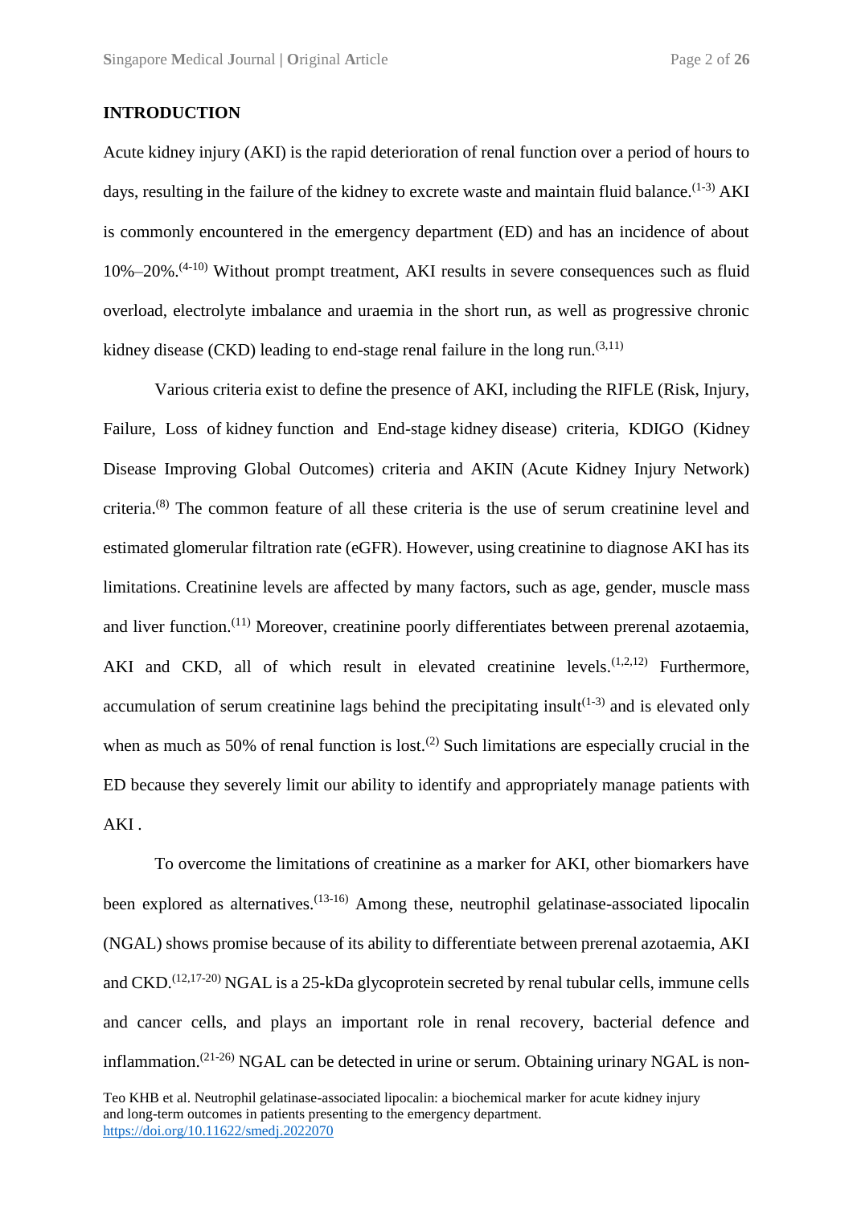## INTRODUCTION

Acute kidney injury (AKI) is the rapid deterioration of renal function over a period of hours to days, resulting in the failure of the kidney to excrete waste and maintain fluid balance.[1-3] AKI is commonly encountered in the emergency department (ED) and has an incidence of about 10%–20%.[4-10] Without prompt treatment, AKI results in severe consequences such as fluid overload, electrolyte imbalance and uraemia in the short run, as well as progressive chronic kidney disease (CKD) leading to end-stage renal failure in the long run.[3,11]

Various criteria exist to define the presence of AKI, including the RIFLE (Risk, Injury, Failure, Loss of kidney function and End-stage kidney disease) criteria, KDIGO (Kidney Disease Improving Global Outcomes) criteria and AKIN (Acute Kidney Injury Network) criteria.[8] The common feature of all these criteria is the use of serum creatinine level and estimated glomerular filtration rate (eGFR). However, using creatinine to diagnose AKI has its limitations. Creatinine levels are affected by many factors, such as age, gender, muscle mass and liver function.[11] Moreover, creatinine poorly differentiates between prerenal azotaemia, AKI and CKD, all of which result in elevated creatinine levels.[1,2,12] Furthermore, accumulation of serum creatinine lags behind the precipitating insult[1-3] and is elevated only when as much as 50% of renal function is lost.[2] Such limitations are especially crucial in the ED because they severely limit our ability to identify and appropriately manage patients with AKI .

To overcome the limitations of creatinine as a marker for AKI, other biomarkers have been explored as alternatives.[13-16] Among these, neutrophil gelatinase-associated lipocalin (NGAL) shows promise because of its ability to differentiate between prerenal azotaemia, AKI and CKD.[12,17-20] NGAL is a 25-kDa glycoprotein secreted by renal tubular cells, immune cells and cancer cells, and plays an important role in renal recovery, bacterial defence and inflammation.[21-26] NGAL can be detected in urine or serum. Obtaining urinary NGAL is non-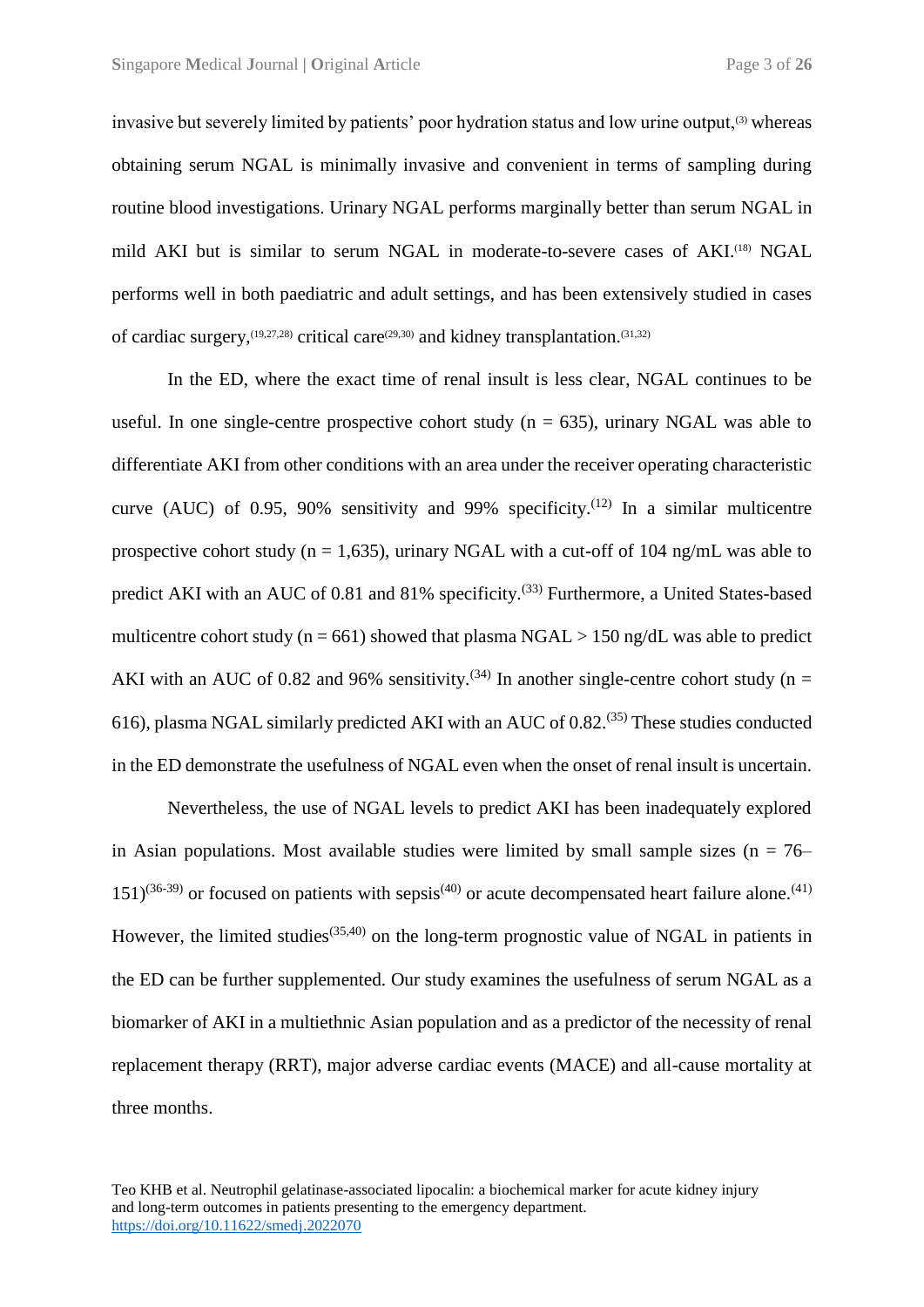invasive but severely limited by patients' poor hydration status and low urine output,[3] whereas obtaining serum NGAL is minimally invasive and convenient in terms of sampling during routine blood investigations. Urinary NGAL performs marginally better than serum NGAL in mild AKI but is similar to serum NGAL in moderate-to-severe cases of AKI.[18] NGAL performs well in both paediatric and adult settings, and has been extensively studied in cases of cardiac surgery,[19,27,28] critical care[29,30] and kidney transplantation.[31,32]

In the ED, where the exact time of renal insult is less clear, NGAL continues to be useful. In one single-centre prospective cohort study (n = 635), urinary NGAL was able to differentiate AKI from other conditions with an area under the receiver operating characteristic curve (AUC) of 0.95, 90% sensitivity and 99% specificity.[12] In a similar multicentre prospective cohort study (n = 1,635), urinary NGAL with a cut-off of 104 ng/mL was able to predict AKI with an AUC of 0.81 and 81% specificity.[33] Furthermore, a United States-based multicentre cohort study (n = 661) showed that plasma NGAL > 150 ng/dL was able to predict AKI with an AUC of 0.82 and 96% sensitivity.[34] In another single-centre cohort study (n = 616), plasma NGAL similarly predicted AKI with an AUC of 0.82.[35] These studies conducted in the ED demonstrate the usefulness of NGAL even when the onset of renal insult is uncertain.

Nevertheless, the use of NGAL levels to predict AKI has been inadequately explored in Asian populations. Most available studies were limited by small sample sizes (n = 76–151)[36-39] or focused on patients with sepsis[40] or acute decompensated heart failure alone.[41] However, the limited studies[35,40] on the long-term prognostic value of NGAL in patients in the ED can be further supplemented. Our study examines the usefulness of serum NGAL as a biomarker of AKI in a multiethnic Asian population and as a predictor of the necessity of renal replacement therapy (RRT), major adverse cardiac events (MACE) and all-cause mortality at three months.

Teo KHB et al. Neutrophil gelatinase-associated lipocalin: a biochemical marker for acute kidney injury and long-term outcomes in patients presenting to the emergency department.
https://doi.org/10.11622/smedj.2022070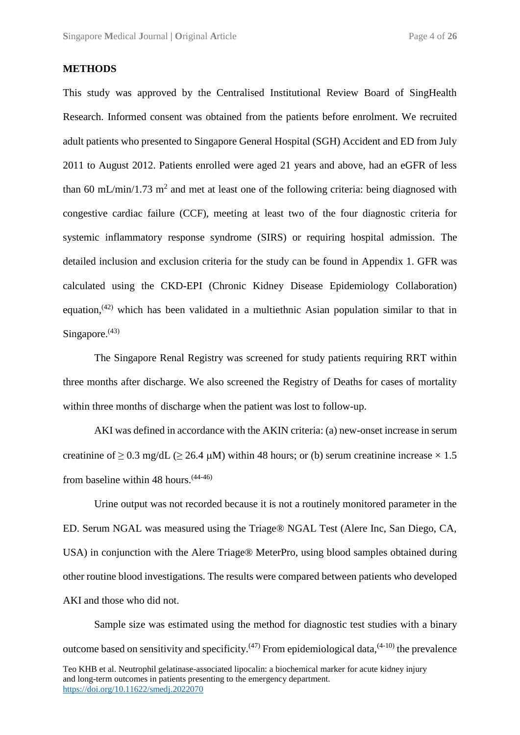## METHODS

This study was approved by the Centralised Institutional Review Board of SingHealth Research. Informed consent was obtained from the patients before enrolment. We recruited adult patients who presented to Singapore General Hospital (SGH) Accident and ED from July 2011 to August 2012. Patients enrolled were aged 21 years and above, had an eGFR of less than 60 mL/min/1.73 $m^2$ and met at least one of the following criteria: being diagnosed with congestive cardiac failure (CCF), meeting at least two of the four diagnostic criteria for systemic inflammatory response syndrome (SIRS) or requiring hospital admission. The detailed inclusion and exclusion criteria for the study can be found in Appendix 1. GFR was calculated using the CKD-EPI (Chronic Kidney Disease Epidemiology Collaboration) equation,[42] which has been validated in a multiethnic Asian population similar to that in Singapore.[43]

The Singapore Renal Registry was screened for study patients requiring RRT within three months after discharge. We also screened the Registry of Deaths for cases of mortality within three months of discharge when the patient was lost to follow-up.

AKI was defined in accordance with the AKIN criteria: (a) new-onset increase in serum creatinine of $\geq$ 0.3 mg/dL ($\geq$ 26.4 μM) within 48 hours; or (b) serum creatinine increase $\times$ 1.5 from baseline within 48 hours.[44-46]

Urine output was not recorded because it is not a routinely monitored parameter in the ED. Serum NGAL was measured using the Triage® NGAL Test (Alere Inc, San Diego, CA, USA) in conjunction with the Alere Triage® MeterPro, using blood samples obtained during other routine blood investigations. The results were compared between patients who developed AKI and those who did not.

Sample size was estimated using the method for diagnostic test studies with a binary outcome based on sensitivity and specificity.[47] From epidemiological data,[4-10] the prevalence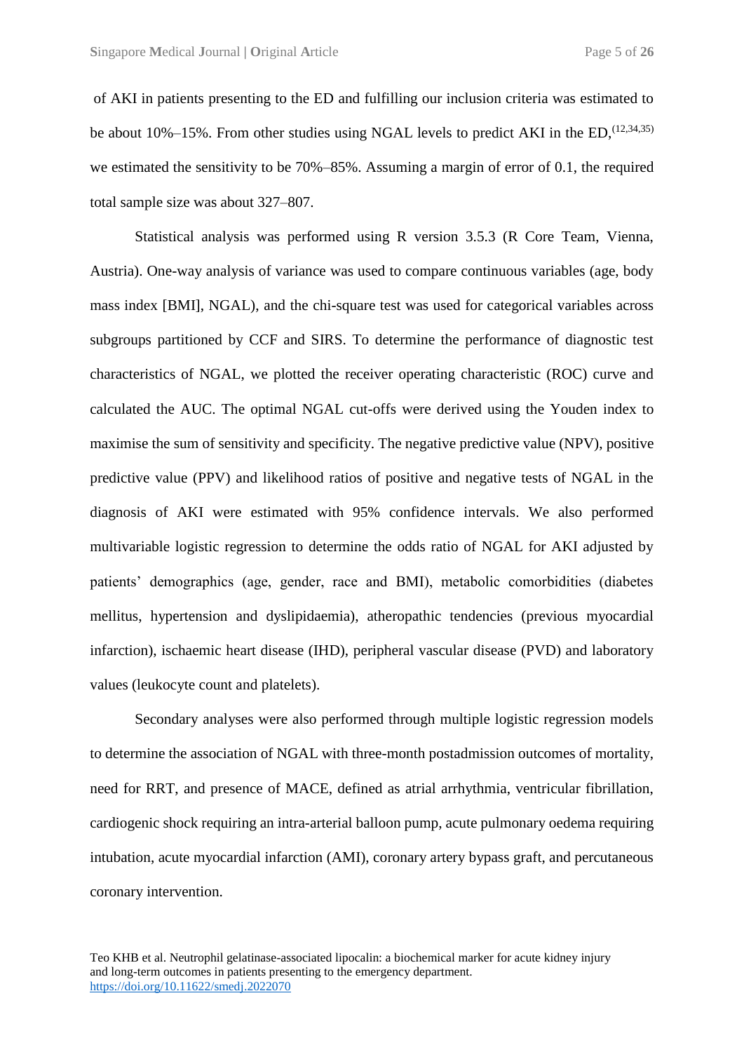of AKI in patients presenting to the ED and fulfilling our inclusion criteria was estimated to be about 10%–15%. From other studies using NGAL levels to predict AKI in the ED,[12,34,35] we estimated the sensitivity to be 70%–85%. Assuming a margin of error of 0.1, the required total sample size was about 327–807.

Statistical analysis was performed using R version 3.5.3 (R Core Team, Vienna, Austria). One-way analysis of variance was used to compare continuous variables (age, body mass index [BMI], NGAL), and the chi-square test was used for categorical variables across subgroups partitioned by CCF and SIRS. To determine the performance of diagnostic test characteristics of NGAL, we plotted the receiver operating characteristic (ROC) curve and calculated the AUC. The optimal NGAL cut-offs were derived using the Youden index to maximise the sum of sensitivity and specificity. The negative predictive value (NPV), positive predictive value (PPV) and likelihood ratios of positive and negative tests of NGAL in the diagnosis of AKI were estimated with 95% confidence intervals. We also performed multivariable logistic regression to determine the odds ratio of NGAL for AKI adjusted by patients' demographics (age, gender, race and BMI), metabolic comorbidities (diabetes mellitus, hypertension and dyslipidaemia), atheropathic tendencies (previous myocardial infarction), ischaemic heart disease (IHD), peripheral vascular disease (PVD) and laboratory values (leukocyte count and platelets).

Secondary analyses were also performed through multiple logistic regression models to determine the association of NGAL with three-month postadmission outcomes of mortality, need for RRT, and presence of MACE, defined as atrial arrhythmia, ventricular fibrillation, cardiogenic shock requiring an intra-arterial balloon pump, acute pulmonary oedema requiring intubation, acute myocardial infarction (AMI), coronary artery bypass graft, and percutaneous coronary intervention.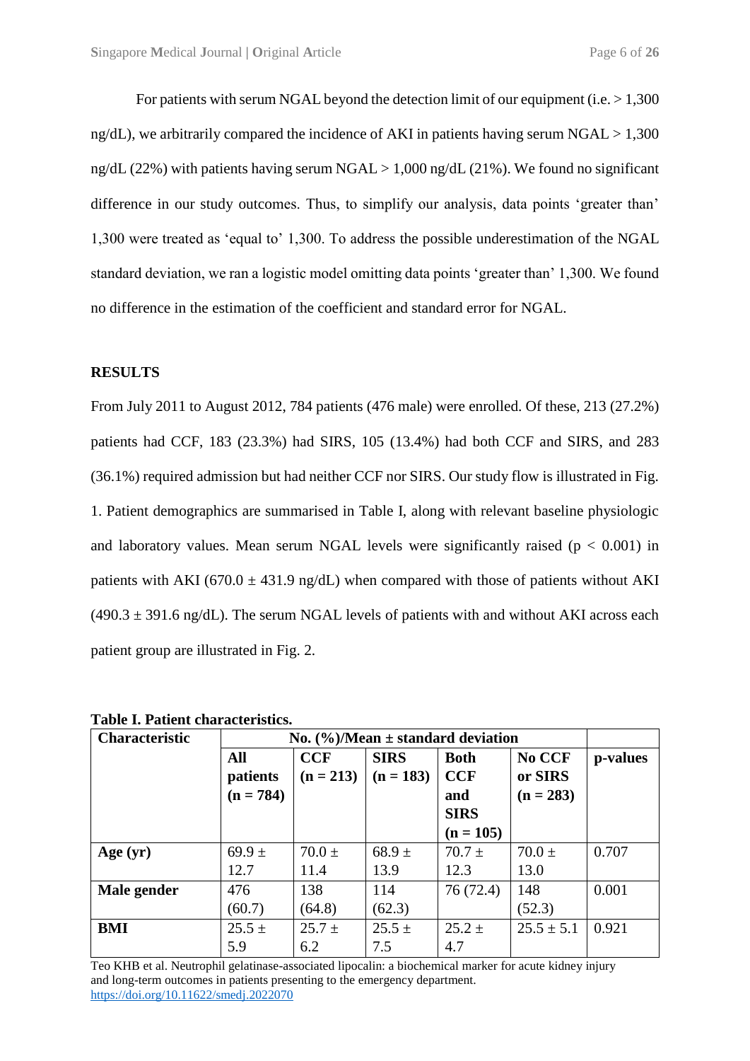For patients with serum NGAL beyond the detection limit of our equipment (i.e. > 1,300 ng/dL), we arbitrarily compared the incidence of AKI in patients having serum NGAL > 1,300 ng/dL (22%) with patients having serum NGAL > 1,000 ng/dL (21%). We found no significant difference in our study outcomes. Thus, to simplify our analysis, data points 'greater than' 1,300 were treated as 'equal to' 1,300. To address the possible underestimation of the NGAL standard deviation, we ran a logistic model omitting data points 'greater than' 1,300. We found no difference in the estimation of the coefficient and standard error for NGAL.

## RESULTS

From July 2011 to August 2012, 784 patients (476 male) were enrolled. Of these, 213 (27.2%) patients had CCF, 183 (23.3%) had SIRS, 105 (13.4%) had both CCF and SIRS, and 283 (36.1%) required admission but had neither CCF nor SIRS. Our study flow is illustrated in Fig. 1. Patient demographics are summarised in Table I, along with relevant baseline physiologic and laboratory values. Mean serum NGAL levels were significantly raised ($p < 0.001$) in patients with AKI (670.0 ± 431.9 ng/dL) when compared with those of patients without AKI (490.3 ± 391.6 ng/dL). The serum NGAL levels of patients with and without AKI across each patient group are illustrated in Fig. 2.

**Table I. Patient characteristics.**

| Characteristic | No. (%)/Mean ± standard deviation | | | | | |
|---|---|---|---|---|---|---|
| | All patients (n = 784) | CCF (n = 213) | SIRS (n = 183) | Both CCF and SIRS (n = 105) | No CCF or SIRS (n = 283) | p-values |
| **Age (yr)** | 69.9 ± 12.7 | 70.0 ± 11.4 | 68.9 ± 13.9 | 70.7 ± 12.3 | 70.0 ± 13.0 | 0.707 |
| **Male gender** | 476 (60.7) | 138 (64.8) | 114 (62.3) | 76 (72.4) | 148 (52.3) | 0.001 |
| **BMI** | 25.5 ± 5.9 | 25.7 ± 6.2 | 25.5 ± 7.5 | 25.2 ± 4.7 | 25.5 ± 5.1 | 0.921 |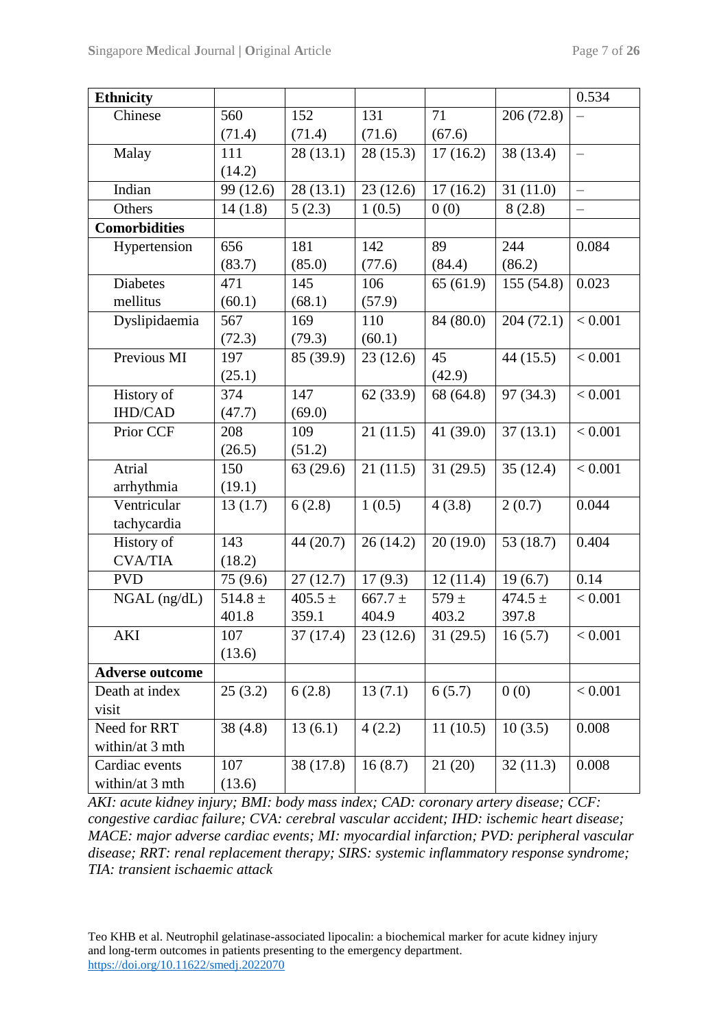| **Ethnicity** | | | | | | 0.534 |
|---|---|---|---|---|---|---|
| Chinese | 560 (71.4) | 152 (71.4) | 131 (71.6) | 71 (67.6) | 206 (72.8) | – |
| Malay | 111 (14.2) | 28 (13.1) | 28 (15.3) | 17 (16.2) | 38 (13.4) | – |
| Indian | 99 (12.6) | 28 (13.1) | 23 (12.6) | 17 (16.2) | 31 (11.0) | – |
| Others | 14 (1.8) | 5 (2.3) | 1 (0.5) | 0 (0) | 8 (2.8) | – |
| **Comorbidities** | | | | | | |
| Hypertension | 656 (83.7) | 181 (85.0) | 142 (77.6) | 89 (84.4) | 244 (86.2) | 0.084 |
| Diabetes mellitus | 471 (60.1) | 145 (68.1) | 106 (57.9) | 65 (61.9) | 155 (54.8) | 0.023 |
| Dyslipidaemia | 567 (72.3) | 169 (79.3) | 110 (60.1) | 84 (80.0) | 204 (72.1) | < 0.001 |
| Previous MI | 197 (25.1) | 85 (39.9) | 23 (12.6) | 45 (42.9) | 44 (15.5) | < 0.001 |
| History of IHD/CAD | 374 (47.7) | 147 (69.0) | 62 (33.9) | 68 (64.8) | 97 (34.3) | < 0.001 |
| Prior CCF | 208 (26.5) | 109 (51.2) | 21 (11.5) | 41 (39.0) | 37 (13.1) | < 0.001 |
| Atrial arrhythmia | 150 (19.1) | 63 (29.6) | 21 (11.5) | 31 (29.5) | 35 (12.4) | < 0.001 |
| Ventricular tachycardia | 13 (1.7) | 6 (2.8) | 1 (0.5) | 4 (3.8) | 2 (0.7) | 0.044 |
| History of CVA/TIA | 143 (18.2) | 44 (20.7) | 26 (14.2) | 20 (19.0) | 53 (18.7) | 0.404 |
| PVD | 75 (9.6) | 27 (12.7) | 17 (9.3) | 12 (11.4) | 19 (6.7) | 0.14 |
| NGAL (ng/dL) | 514.8 ± 401.8 | 405.5 ± 359.1 | 667.7 ± 404.9 | 579 ± 403.2 | 474.5 ± 397.8 | < 0.001 |
| AKI | 107 (13.6) | 37 (17.4) | 23 (12.6) | 31 (29.5) | 16 (5.7) | < 0.001 |
| **Adverse outcome** | | | | | | |
| Death at index visit | 25 (3.2) | 6 (2.8) | 13 (7.1) | 6 (5.7) | 0 (0) | < 0.001 |
| Need for RRT within/at 3 mth | 38 (4.8) | 13 (6.1) | 4 (2.2) | 11 (10.5) | 10 (3.5) | 0.008 |
| Cardiac events within/at 3 mth | 107 (13.6) | 38 (17.8) | 16 (8.7) | 21 (20) | 32 (11.3) | 0.008 |

*AKI: acute kidney injury; BMI: body mass index; CAD: coronary artery disease; CCF: congestive cardiac failure; CVA: cerebral vascular accident; IHD: ischemic heart disease; MACE: major adverse cardiac events; MI: myocardial infarction; PVD: peripheral vascular disease; RRT: renal replacement therapy; SIRS: systemic inflammatory response syndrome; TIA: transient ischaemic attack*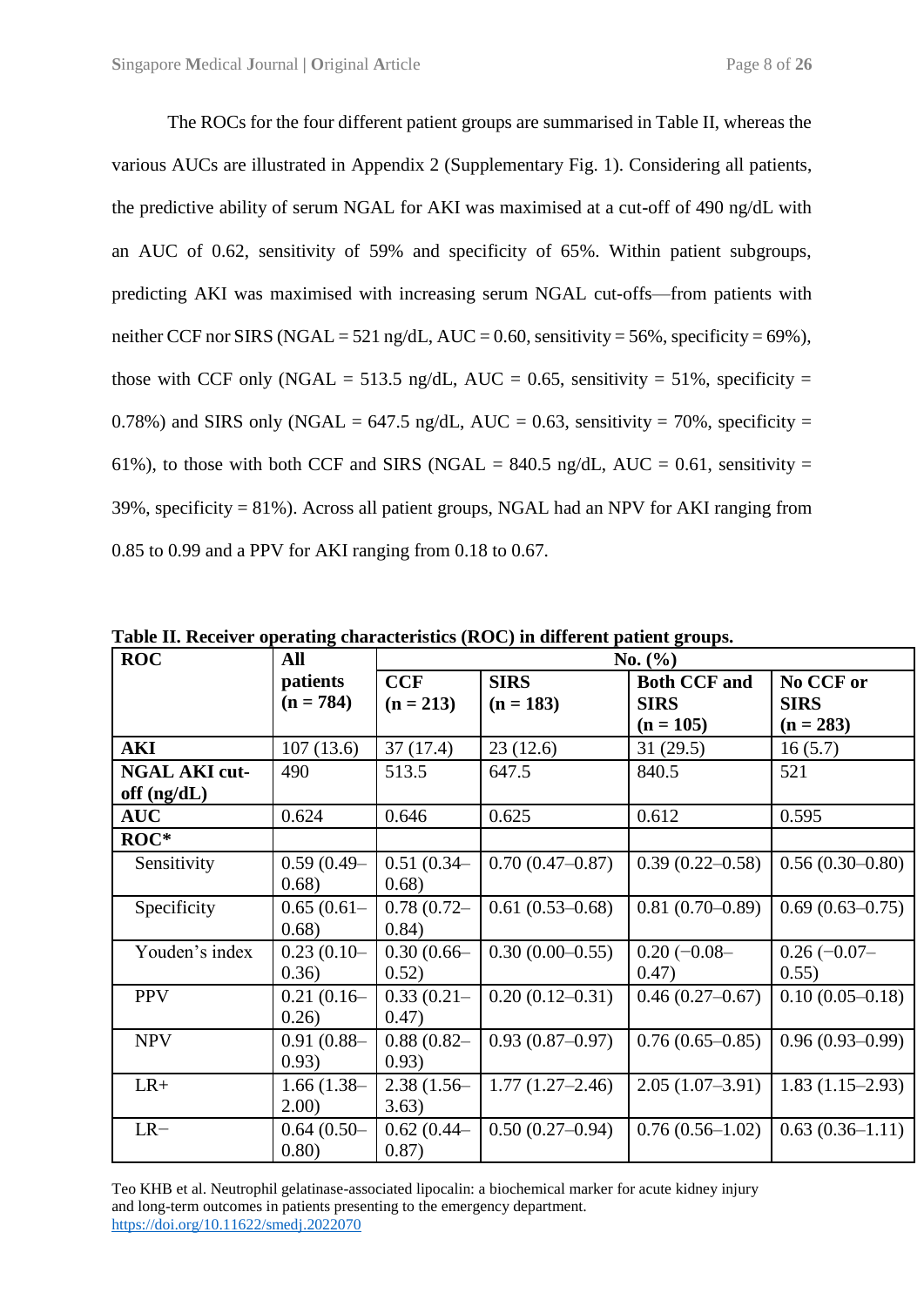The ROCs for the four different patient groups are summarised in Table II, whereas the various AUCs are illustrated in Appendix 2 (Supplementary Fig. 1). Considering all patients, the predictive ability of serum NGAL for AKI was maximised at a cut-off of 490 ng/dL with an AUC of 0.62, sensitivity of 59% and specificity of 65%. Within patient subgroups, predicting AKI was maximised with increasing serum NGAL cut-offs—from patients with neither CCF nor SIRS (NGAL = 521 ng/dL, AUC = 0.60, sensitivity = 56%, specificity = 69%), those with CCF only (NGAL = 513.5 ng/dL, AUC = 0.65, sensitivity = 51%, specificity = 0.78%) and SIRS only (NGAL = 647.5 ng/dL, AUC = 0.63, sensitivity = 70%, specificity = 61%), to those with both CCF and SIRS (NGAL = 840.5 ng/dL, AUC = 0.61, sensitivity = 39%, specificity = 81%). Across all patient groups, NGAL had an NPV for AKI ranging from 0.85 to 0.99 and a PPV for AKI ranging from 0.18 to 0.67.

**Table II. Receiver operating characteristics (ROC) in different patient groups.**

| ROC | All patients (n = 784) | No. (%) | | | |
|---|---|---|---|---|---|
| | | CCF (n = 213) | SIRS (n = 183) | Both CCF and SIRS (n = 105) | No CCF or SIRS (n = 283) |
| **AKI** | 107 (13.6) | 37 (17.4) | 23 (12.6) | 31 (29.5) | 16 (5.7) |
| **NGAL AKI cut-off (ng/dL)** | 490 | 513.5 | 647.5 | 840.5 | 521 |
| **AUC** | 0.624 | 0.646 | 0.625 | 0.612 | 0.595 |
| **ROC*** | | | | | |
| Sensitivity | 0.59 (0.49–0.68) | 0.51 (0.34–0.68) | 0.70 (0.47–0.87) | 0.39 (0.22–0.58) | 0.56 (0.30–0.80) |
| Specificity | 0.65 (0.61–0.68) | 0.78 (0.72–0.84) | 0.61 (0.53–0.68) | 0.81 (0.70–0.89) | 0.69 (0.63–0.75) |
| Youden's index | 0.23 (0.10–0.36) | 0.30 (0.66–0.52) | 0.30 (0.00–0.55) | 0.20 (−0.08–0.47) | 0.26 (−0.07–0.55) |
| PPV | 0.21 (0.16–0.26) | 0.33 (0.21–0.47) | 0.20 (0.12–0.31) | 0.46 (0.27–0.67) | 0.10 (0.05–0.18) |
| NPV | 0.91 (0.88–0.93) | 0.88 (0.82–0.93) | 0.93 (0.87–0.97) | 0.76 (0.65–0.85) | 0.96 (0.93–0.99) |
| LR+ | 1.66 (1.38–2.00) | 2.38 (1.56–3.63) | 1.77 (1.27–2.46) | 2.05 (1.07–3.91) | 1.83 (1.15–2.93) |
| LR− | 0.64 (0.50–0.80) | 0.62 (0.44–0.87) | 0.50 (0.27–0.94) | 0.76 (0.56–1.02) | 0.63 (0.36–1.11) |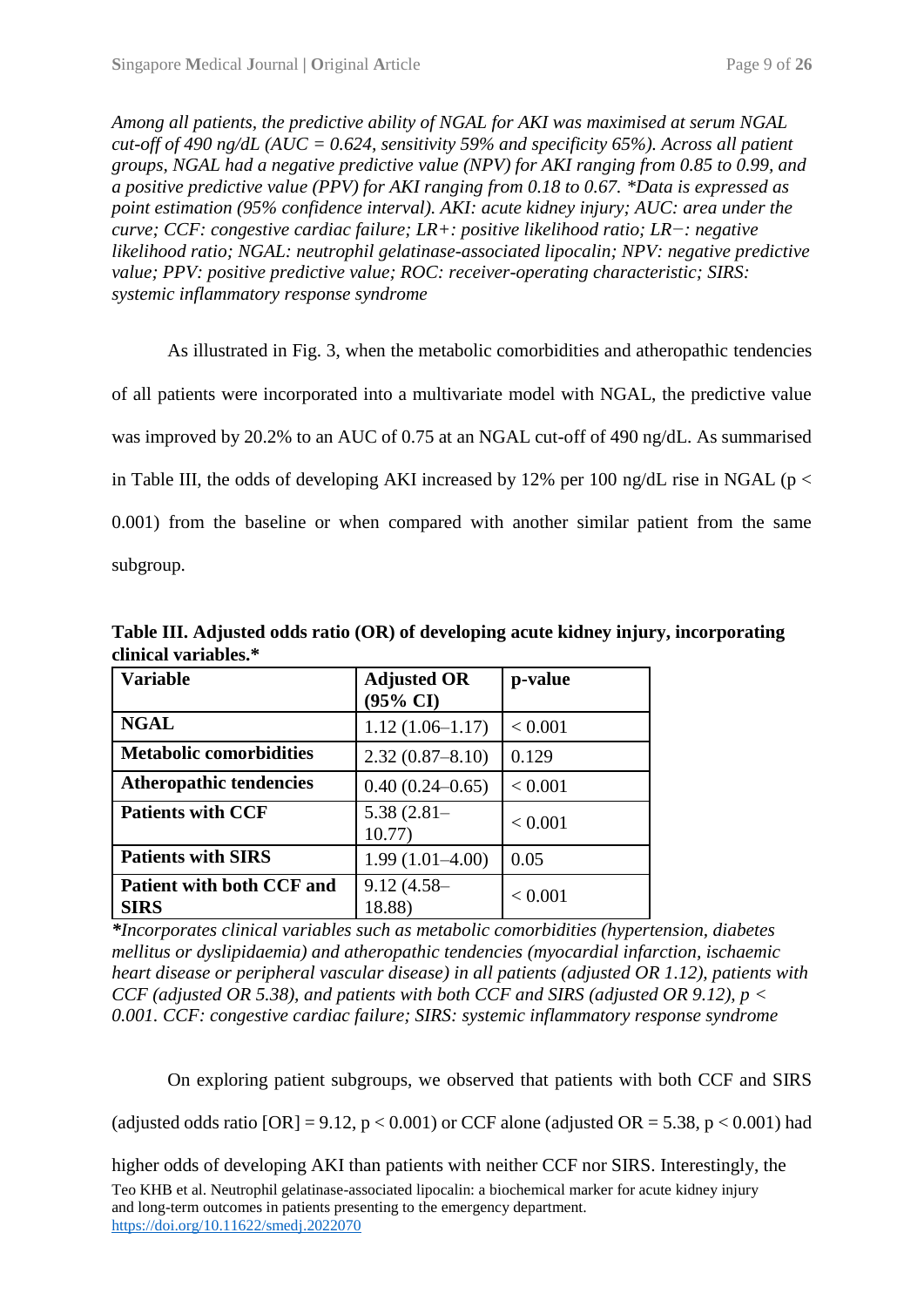*Among all patients, the predictive ability of NGAL for AKI was maximised at serum NGAL cut-off of 490 ng/dL (AUC = 0.624, sensitivity 59% and specificity 65%). Across all patient groups, NGAL had a negative predictive value (NPV) for AKI ranging from 0.85 to 0.99, and a positive predictive value (PPV) for AKI ranging from 0.18 to 0.67. *Data is expressed as point estimation (95% confidence interval). AKI: acute kidney injury; AUC: area under the curve; CCF: congestive cardiac failure; LR+: positive likelihood ratio; LR−: negative likelihood ratio; NGAL: neutrophil gelatinase-associated lipocalin; NPV: negative predictive value; PPV: positive predictive value; ROC: receiver-operating characteristic; SIRS: systemic inflammatory response syndrome*

As illustrated in Fig. 3, when the metabolic comorbidities and atheropathic tendencies of all patients were incorporated into a multivariate model with NGAL, the predictive value was improved by 20.2% to an AUC of 0.75 at an NGAL cut-off of 490 ng/dL. As summarised in Table III, the odds of developing AKI increased by 12% per 100 ng/dL rise in NGAL ($p < 0.001$) from the baseline or when compared with another similar patient from the same subgroup.

**Table III. Adjusted odds ratio (OR) of developing acute kidney injury, incorporating clinical variables.***

| Variable | Adjusted OR (95% CI) | p-value |
|---|---|---|
| **NGAL** | 1.12 (1.06–1.17) | < 0.001 |
| **Metabolic comorbidities** | 2.32 (0.87–8.10) | 0.129 |
| **Atheropathic tendencies** | 0.40 (0.24–0.65) | < 0.001 |
| **Patients with CCF** | 5.38 (2.81–10.77) | < 0.001 |
| **Patients with SIRS** | 1.99 (1.01–4.00) | 0.05 |
| **Patient with both CCF and SIRS** | 9.12 (4.58–18.88) | < 0.001 |

****Incorporates clinical variables such as metabolic comorbidities (hypertension, diabetes mellitus or dyslipidaemia) and atheropathic tendencies (myocardial infarction, ischaemic heart disease or peripheral vascular disease) in all patients (adjusted OR 1.12), patients with CCF (adjusted OR 5.38), and patients with both CCF and SIRS (adjusted OR 9.12), $p < 0.001$. CCF: congestive cardiac failure; SIRS: systemic inflammatory response syndrome*

On exploring patient subgroups, we observed that patients with both CCF and SIRS (adjusted odds ratio [OR] = 9.12, $p < 0.001$) or CCF alone (adjusted OR = 5.38, $p < 0.001$) had higher odds of developing AKI than patients with neither CCF nor SIRS. Interestingly, the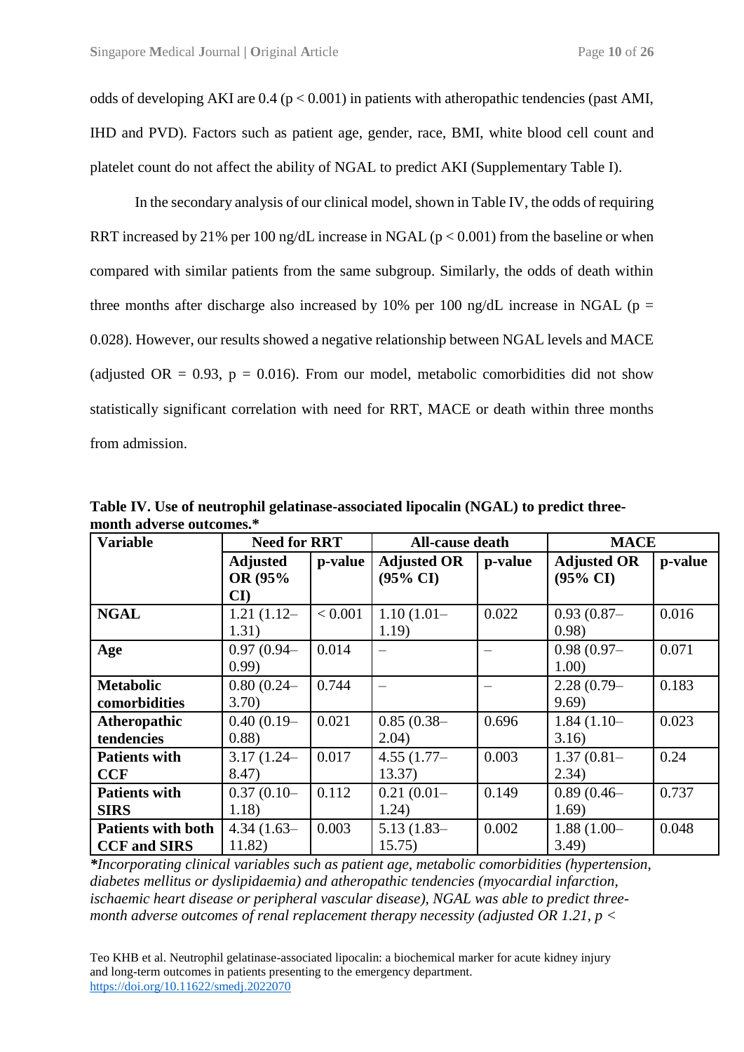odds of developing AKI are 0.4 ($p < 0.001$) in patients with atheropathic tendencies (past AMI, IHD and PVD). Factors such as patient age, gender, race, BMI, white blood cell count and platelet count do not affect the ability of NGAL to predict AKI (Supplementary Table I).

In the secondary analysis of our clinical model, shown in Table IV, the odds of requiring RRT increased by 21% per 100 ng/dL increase in NGAL ($p < 0.001$) from the baseline or when compared with similar patients from the same subgroup. Similarly, the odds of death within three months after discharge also increased by 10% per 100 ng/dL increase in NGAL ($p = 0.028$). However, our results showed a negative relationship between NGAL levels and MACE (adjusted OR = 0.93, $p = 0.016$). From our model, metabolic comorbidities did not show statistically significant correlation with need for RRT, MACE or death within three months from admission.

**Table IV. Use of neutrophil gelatinase-associated lipocalin (NGAL) to predict three-month adverse outcomes.***

| Variable | Need for RRT | | All-cause death | | MACE | |
|---|---|---|---|---|---|---|
| | Adjusted OR (95% CI) | p-value | Adjusted OR (95% CI) | p-value | Adjusted OR (95% CI) | p-value |
| **NGAL** | 1.21 (1.12–1.31) | < 0.001 | 1.10 (1.01–1.19) | 0.022 | 0.93 (0.87–0.98) | 0.016 |
| **Age** | 0.97 (0.94–0.99) | 0.014 | – | – | 0.98 (0.97–1.00) | 0.071 |
| **Metabolic comorbidities** | 0.80 (0.24–3.70) | 0.744 | – | – | 2.28 (0.79–9.69) | 0.183 |
| **Atheropathic tendencies** | 0.40 (0.19–0.88) | 0.021 | 0.85 (0.38–2.04) | 0.696 | 1.84 (1.10–3.16) | 0.023 |
| **Patients with CCF** | 3.17 (1.24–8.47) | 0.017 | 4.55 (1.77–13.37) | 0.003 | 1.37 (0.81–2.34) | 0.24 |
| **Patients with SIRS** | 0.37 (0.10–1.18) | 0.112 | 0.21 (0.01–1.24) | 0.149 | 0.89 (0.46–1.69) | 0.737 |
| **Patients with both CCF and SIRS** | 4.34 (1.63–11.82) | 0.003 | 5.13 (1.83–15.75) | 0.002 | 1.88 (1.00–3.49) | 0.048 |

**\****Incorporating clinical variables such as patient age, metabolic comorbidities (hypertension, diabetes mellitus or dyslipidaemia) and atheropathic tendencies (myocardial infarction, ischaemic heart disease or peripheral vascular disease), NGAL was able to predict three-month adverse outcomes of renal replacement therapy necessity (adjusted OR 1.21, p <*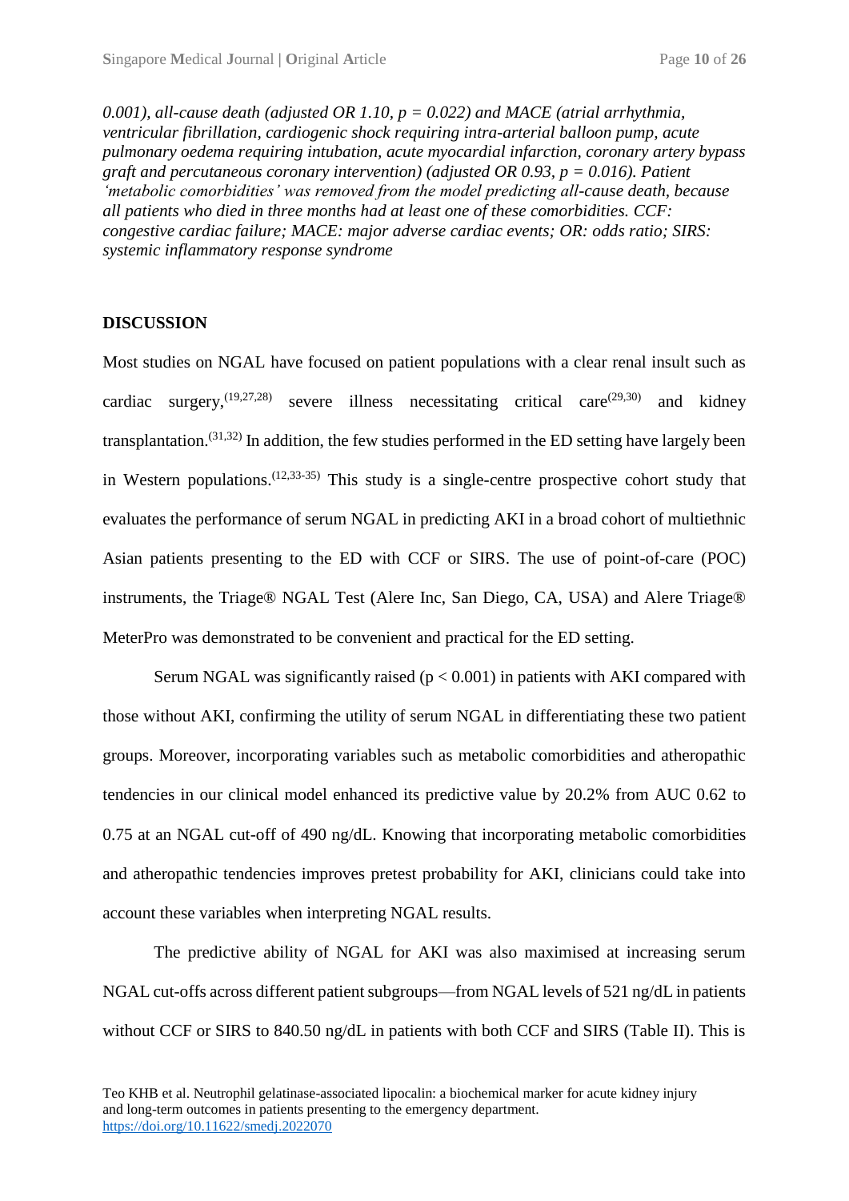*0.001), all-cause death (adjusted OR 1.10, p = 0.022) and MACE (atrial arrhythmia, ventricular fibrillation, cardiogenic shock requiring intra-arterial balloon pump, acute pulmonary oedema requiring intubation, acute myocardial infarction, coronary artery bypass graft and percutaneous coronary intervention) (adjusted OR 0.93, p = 0.016). Patient 'metabolic comorbidities' was removed from the model predicting all-cause death, because all patients who died in three months had at least one of these comorbidities. CCF: congestive cardiac failure; MACE: major adverse cardiac events; OR: odds ratio; SIRS: systemic inflammatory response syndrome*

## DISCUSSION

Most studies on NGAL have focused on patient populations with a clear renal insult such as cardiac surgery,[19,27,28] severe illness necessitating critical care[29,30] and kidney transplantation.[31,32] In addition, the few studies performed in the ED setting have largely been in Western populations.[12,33-35] This study is a single-centre prospective cohort study that evaluates the performance of serum NGAL in predicting AKI in a broad cohort of multiethnic Asian patients presenting to the ED with CCF or SIRS. The use of point-of-care (POC) instruments, the Triage® NGAL Test (Alere Inc, San Diego, CA, USA) and Alere Triage® MeterPro was demonstrated to be convenient and practical for the ED setting.

Serum NGAL was significantly raised ($p < 0.001$) in patients with AKI compared with those without AKI, confirming the utility of serum NGAL in differentiating these two patient groups. Moreover, incorporating variables such as metabolic comorbidities and atheropathic tendencies in our clinical model enhanced its predictive value by 20.2% from AUC 0.62 to 0.75 at an NGAL cut-off of 490 ng/dL. Knowing that incorporating metabolic comorbidities and atheropathic tendencies improves pretest probability for AKI, clinicians could take into account these variables when interpreting NGAL results.

The predictive ability of NGAL for AKI was also maximised at increasing serum NGAL cut-offs across different patient subgroups—from NGAL levels of 521 ng/dL in patients without CCF or SIRS to 840.50 ng/dL in patients with both CCF and SIRS (Table II). This is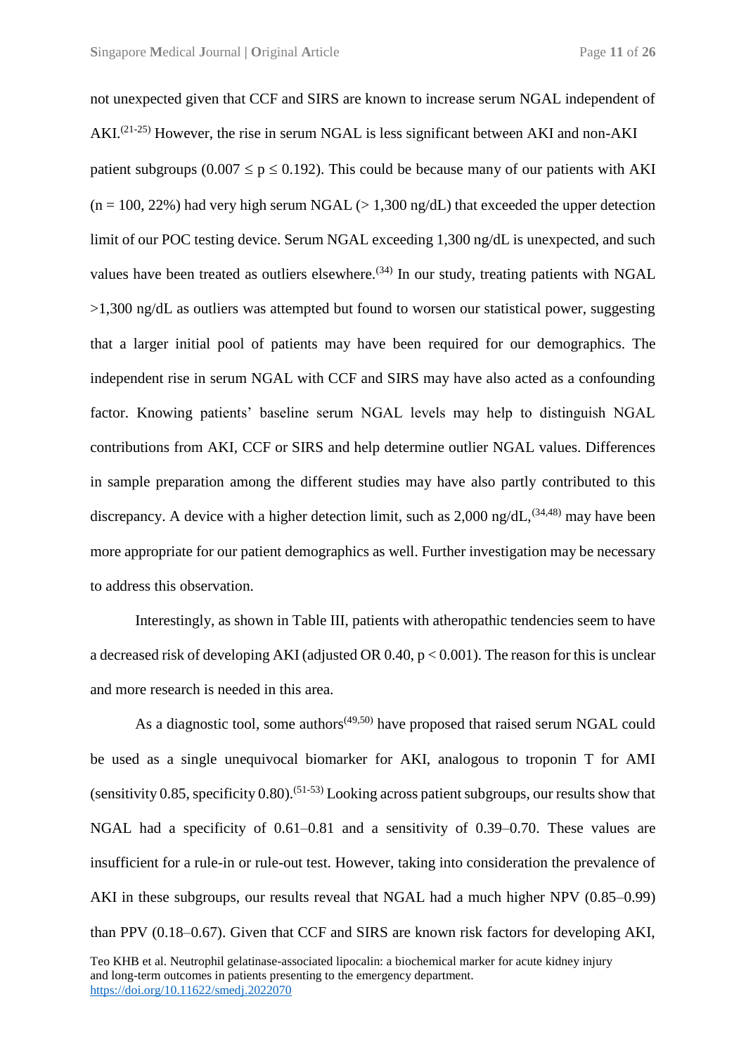not unexpected given that CCF and SIRS are known to increase serum NGAL independent of AKI.[21-25] However, the rise in serum NGAL is less significant between AKI and non-AKI patient subgroups ($0.007 \leq p \leq 0.192$). This could be because many of our patients with AKI (n = 100, 22%) had very high serum NGAL (> 1,300 ng/dL) that exceeded the upper detection limit of our POC testing device. Serum NGAL exceeding 1,300 ng/dL is unexpected, and such values have been treated as outliers elsewhere.[34] In our study, treating patients with NGAL >1,300 ng/dL as outliers was attempted but found to worsen our statistical power, suggesting that a larger initial pool of patients may have been required for our demographics. The independent rise in serum NGAL with CCF and SIRS may have also acted as a confounding factor. Knowing patients' baseline serum NGAL levels may help to distinguish NGAL contributions from AKI, CCF or SIRS and help determine outlier NGAL values. Differences in sample preparation among the different studies may have also partly contributed to this discrepancy. A device with a higher detection limit, such as 2,000 ng/dL,[34,48] may have been more appropriate for our patient demographics as well. Further investigation may be necessary to address this observation.

Interestingly, as shown in Table III, patients with atheropathic tendencies seem to have a decreased risk of developing AKI (adjusted OR 0.40, $p < 0.001$). The reason for this is unclear and more research is needed in this area.

As a diagnostic tool, some authors[49,50] have proposed that raised serum NGAL could be used as a single unequivocal biomarker for AKI, analogous to troponin T for AMI (sensitivity 0.85, specificity 0.80).[51-53] Looking across patient subgroups, our results show that NGAL had a specificity of 0.61–0.81 and a sensitivity of 0.39–0.70. These values are insufficient for a rule-in or rule-out test. However, taking into consideration the prevalence of AKI in these subgroups, our results reveal that NGAL had a much higher NPV (0.85–0.99) than PPV (0.18–0.67). Given that CCF and SIRS are known risk factors for developing AKI,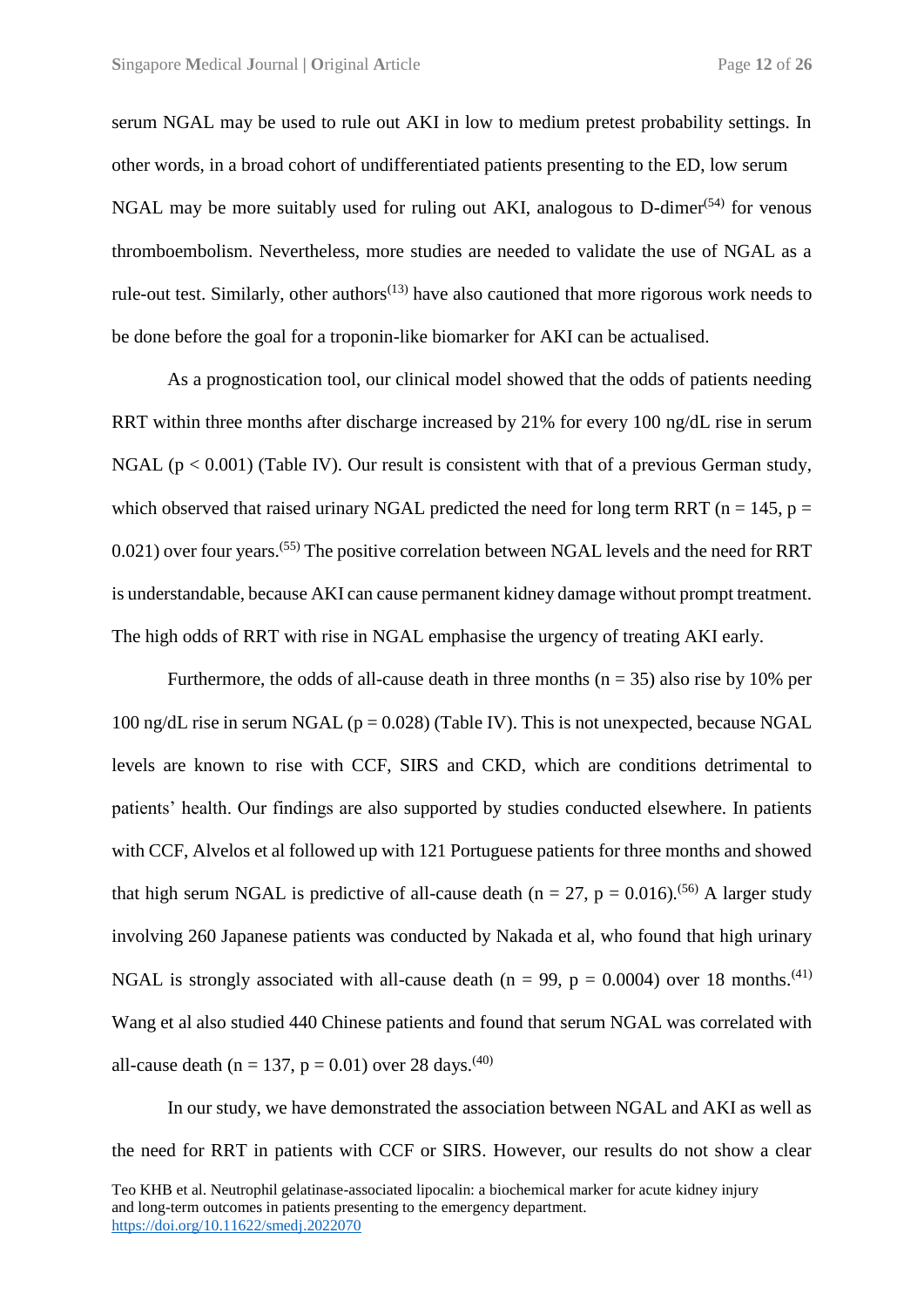serum NGAL may be used to rule out AKI in low to medium pretest probability settings. In other words, in a broad cohort of undifferentiated patients presenting to the ED, low serum NGAL may be more suitably used for ruling out AKI, analogous to D-dimer[54] for venous thromboembolism. Nevertheless, more studies are needed to validate the use of NGAL as a rule-out test. Similarly, other authors[13] have also cautioned that more rigorous work needs to be done before the goal for a troponin-like biomarker for AKI can be actualised.

As a prognostication tool, our clinical model showed that the odds of patients needing RRT within three months after discharge increased by 21% for every 100 ng/dL rise in serum NGAL ($p < 0.001$) (Table IV). Our result is consistent with that of a previous German study, which observed that raised urinary NGAL predicted the need for long term RRT ($n = 145$, $p = 0.021$) over four years.[55] The positive correlation between NGAL levels and the need for RRT is understandable, because AKI can cause permanent kidney damage without prompt treatment. The high odds of RRT with rise in NGAL emphasise the urgency of treating AKI early.

Furthermore, the odds of all-cause death in three months ($n = 35$) also rise by 10% per 100 ng/dL rise in serum NGAL ($p = 0.028$) (Table IV). This is not unexpected, because NGAL levels are known to rise with CCF, SIRS and CKD, which are conditions detrimental to patients' health. Our findings are also supported by studies conducted elsewhere. In patients with CCF, Alvelos et al followed up with 121 Portuguese patients for three months and showed that high serum NGAL is predictive of all-cause death ($n = 27$, $p = 0.016$).[56] A larger study involving 260 Japanese patients was conducted by Nakada et al, who found that high urinary NGAL is strongly associated with all-cause death ($n = 99$, $p = 0.0004$) over 18 months.[41] Wang et al also studied 440 Chinese patients and found that serum NGAL was correlated with all-cause death ($n = 137$, $p = 0.01$) over 28 days.[40]

In our study, we have demonstrated the association between NGAL and AKI as well as the need for RRT in patients with CCF or SIRS. However, our results do not show a clear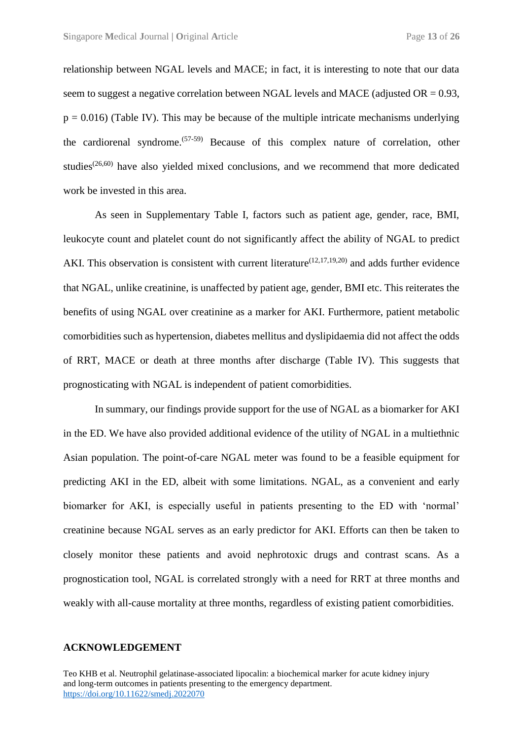relationship between NGAL levels and MACE; in fact, it is interesting to note that our data seem to suggest a negative correlation between NGAL levels and MACE (adjusted OR = 0.93, $p = 0.016$) (Table IV). This may be because of the multiple intricate mechanisms underlying the cardiorenal syndrome.[57-59] Because of this complex nature of correlation, other studies[26,60] have also yielded mixed conclusions, and we recommend that more dedicated work be invested in this area.

As seen in Supplementary Table I, factors such as patient age, gender, race, BMI, leukocyte count and platelet count do not significantly affect the ability of NGAL to predict AKI. This observation is consistent with current literature[12,17,19,20] and adds further evidence that NGAL, unlike creatinine, is unaffected by patient age, gender, BMI etc. This reiterates the benefits of using NGAL over creatinine as a marker for AKI. Furthermore, patient metabolic comorbidities such as hypertension, diabetes mellitus and dyslipidaemia did not affect the odds of RRT, MACE or death at three months after discharge (Table IV). This suggests that prognosticating with NGAL is independent of patient comorbidities.

In summary, our findings provide support for the use of NGAL as a biomarker for AKI in the ED. We have also provided additional evidence of the utility of NGAL in a multiethnic Asian population. The point-of-care NGAL meter was found to be a feasible equipment for predicting AKI in the ED, albeit with some limitations. NGAL, as a convenient and early biomarker for AKI, is especially useful in patients presenting to the ED with 'normal' creatinine because NGAL serves as an early predictor for AKI. Efforts can then be taken to closely monitor these patients and avoid nephrotoxic drugs and contrast scans. As a prognostication tool, NGAL is correlated strongly with a need for RRT at three months and weakly with all-cause mortality at three months, regardless of existing patient comorbidities.

## ACKNOWLEDGEMENT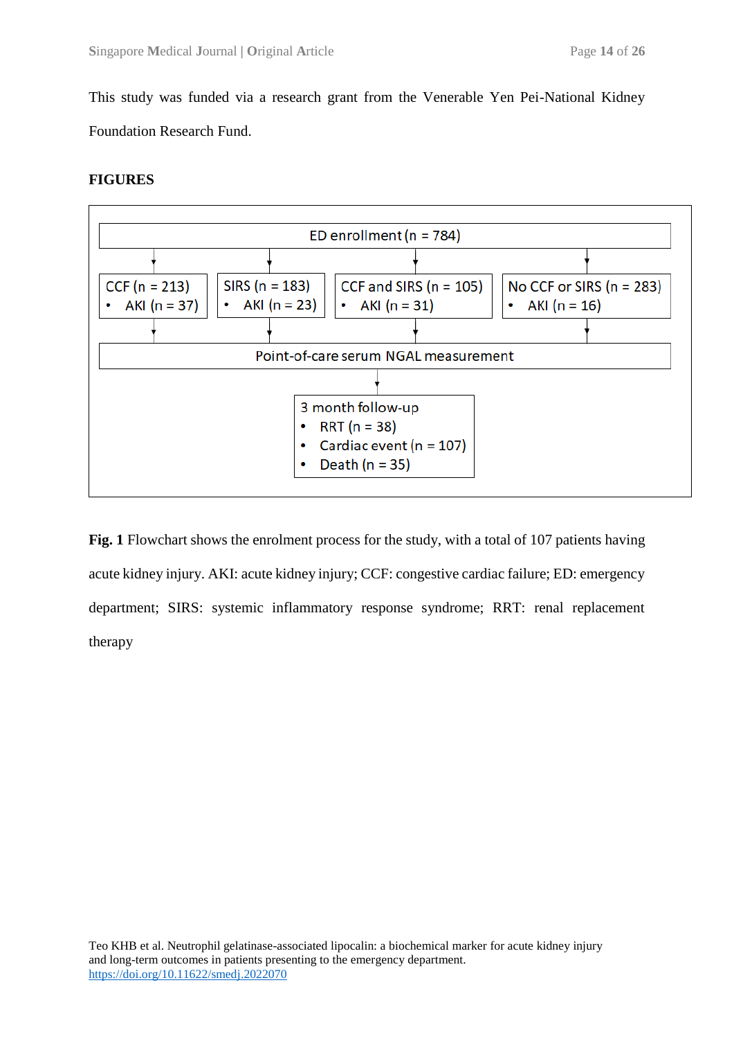This study was funded via a research grant from the Venerable Yen Pei-National Kidney Foundation Research Fund.

**FIGURES**

ED enrollment (n = 784)

- CCF (n = 213)
  - AKI (n = 37)
- SIRS (n = 183)
  - AKI (n = 23)
- CCF and SIRS (n = 105)
  - AKI (n = 31)
- No CCF or SIRS (n = 283)
  - AKI (n = 16)

Point-of-care serum NGAL measurement

3 month follow-up
- RRT (n = 38)
- Cardiac event (n = 107)
- Death (n = 35)

**Fig. 1** Flowchart shows the enrolment process for the study, with a total of 107 patients having acute kidney injury. AKI: acute kidney injury; CCF: congestive cardiac failure; ED: emergency department; SIRS: systemic inflammatory response syndrome; RRT: renal replacement therapy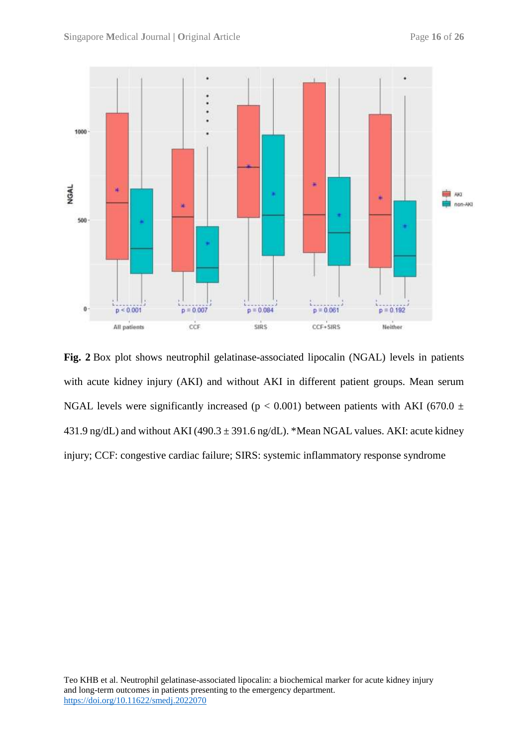**Fig. 2** Box plot shows neutrophil gelatinase-associated lipocalin (NGAL) levels in patients with acute kidney injury (AKI) and without AKI in different patient groups. Mean serum NGAL levels were significantly increased ($p < 0.001$) between patients with AKI ($670.0 \pm 431.9$ ng/dL) and without AKI ($490.3 \pm 391.6$ ng/dL). *Mean NGAL values. AKI: acute kidney injury; CCF: congestive cardiac failure; SIRS: systemic inflammatory response syndrome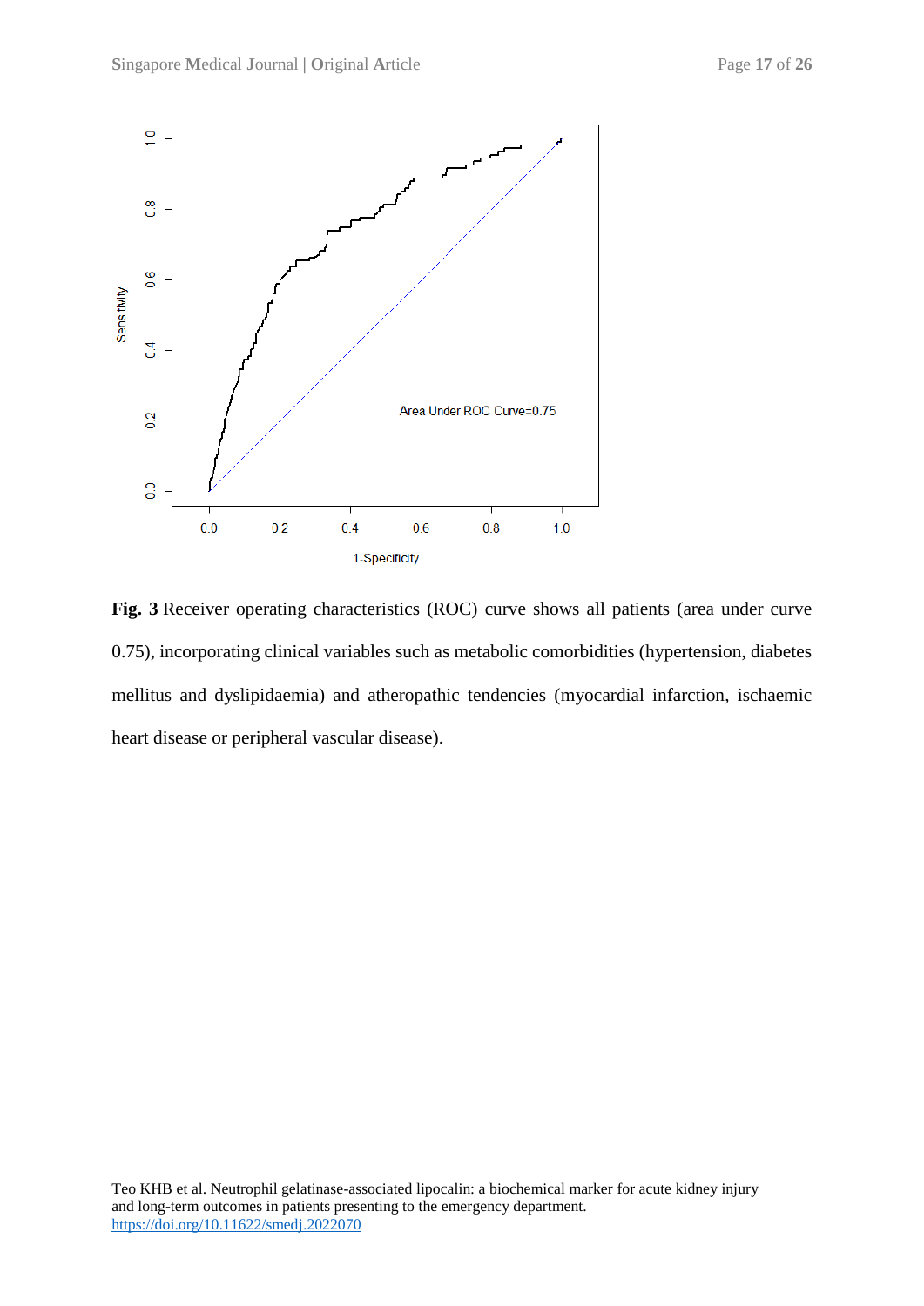**Fig. 3** Receiver operating characteristics (ROC) curve shows all patients (area under curve 0.75), incorporating clinical variables such as metabolic comorbidities (hypertension, diabetes mellitus and dyslipidaemia) and atheropathic tendencies (myocardial infarction, ischaemic heart disease or peripheral vascular disease).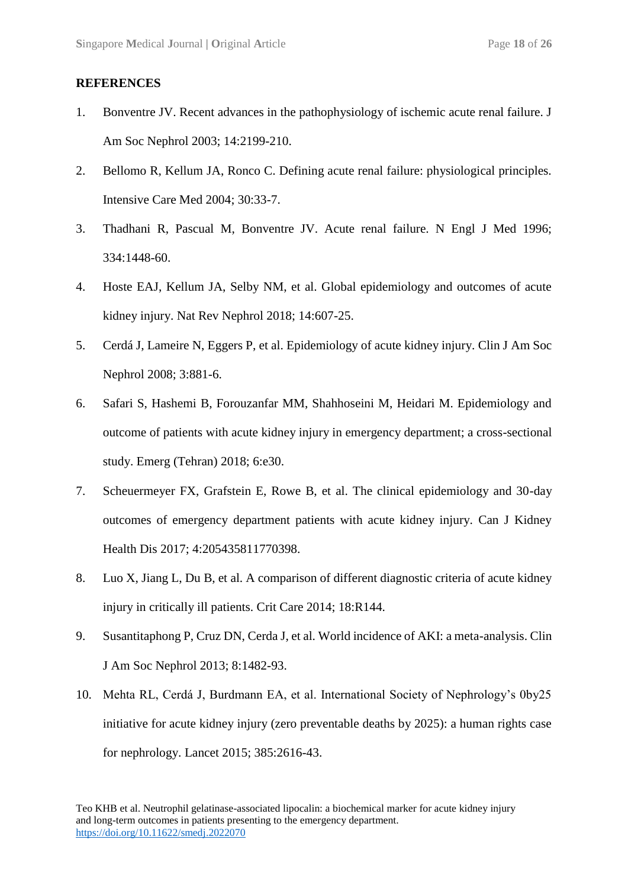## REFERENCES

1. Bonventre JV. Recent advances in the pathophysiology of ischemic acute renal failure. J Am Soc Nephrol 2003; 14:2199-210.
2. Bellomo R, Kellum JA, Ronco C. Defining acute renal failure: physiological principles. Intensive Care Med 2004; 30:33-7.
3. Thadhani R, Pascual M, Bonventre JV. Acute renal failure. N Engl J Med 1996; 334:1448-60.
4. Hoste EAJ, Kellum JA, Selby NM, et al. Global epidemiology and outcomes of acute kidney injury. Nat Rev Nephrol 2018; 14:607-25.
5. Cerdá J, Lameire N, Eggers P, et al. Epidemiology of acute kidney injury. Clin J Am Soc Nephrol 2008; 3:881-6.
6. Safari S, Hashemi B, Forouzanfar MM, Shahhoseini M, Heidari M. Epidemiology and outcome of patients with acute kidney injury in emergency department; a cross-sectional study. Emerg (Tehran) 2018; 6:e30.
7. Scheuermeyer FX, Grafstein E, Rowe B, et al. The clinical epidemiology and 30-day outcomes of emergency department patients with acute kidney injury. Can J Kidney Health Dis 2017; 4:205435811770398.
8. Luo X, Jiang L, Du B, et al. A comparison of different diagnostic criteria of acute kidney injury in critically ill patients. Crit Care 2014; 18:R144.
9. Susantitaphong P, Cruz DN, Cerda J, et al. World incidence of AKI: a meta-analysis. Clin J Am Soc Nephrol 2013; 8:1482-93.
10. Mehta RL, Cerdá J, Burdmann EA, et al. International Society of Nephrology's 0by25 initiative for acute kidney injury (zero preventable deaths by 2025): a human rights case for nephrology. Lancet 2015; 385:2616-43.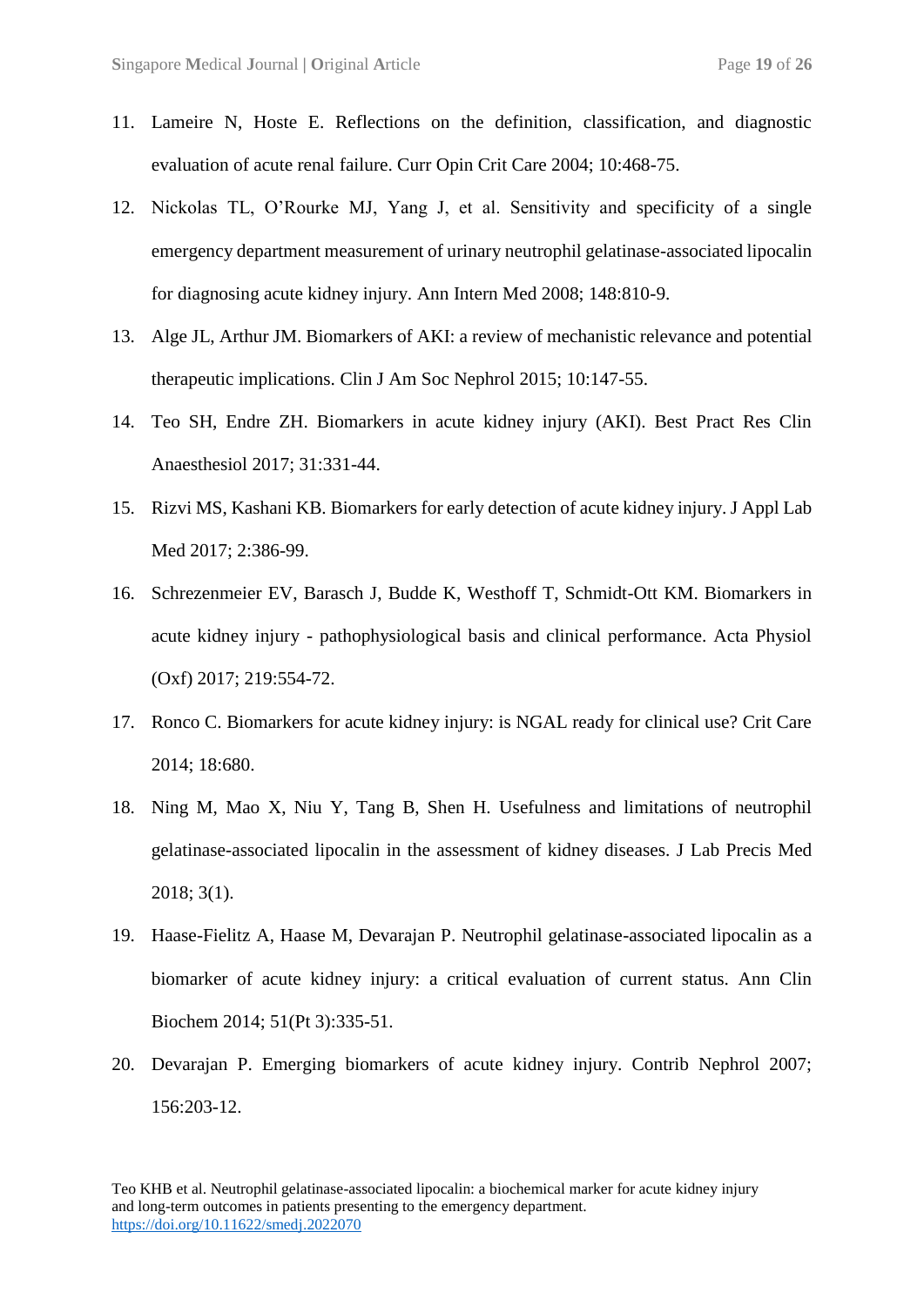11. Lameire N, Hoste E. Reflections on the definition, classification, and diagnostic evaluation of acute renal failure. Curr Opin Crit Care 2004; 10:468-75.
12. Nickolas TL, O'Rourke MJ, Yang J, et al. Sensitivity and specificity of a single emergency department measurement of urinary neutrophil gelatinase-associated lipocalin for diagnosing acute kidney injury. Ann Intern Med 2008; 148:810-9.
13. Alge JL, Arthur JM. Biomarkers of AKI: a review of mechanistic relevance and potential therapeutic implications. Clin J Am Soc Nephrol 2015; 10:147-55.
14. Teo SH, Endre ZH. Biomarkers in acute kidney injury (AKI). Best Pract Res Clin Anaesthesiol 2017; 31:331-44.
15. Rizvi MS, Kashani KB. Biomarkers for early detection of acute kidney injury. J Appl Lab Med 2017; 2:386-99.
16. Schrezenmeier EV, Barasch J, Budde K, Westhoff T, Schmidt-Ott KM. Biomarkers in acute kidney injury - pathophysiological basis and clinical performance. Acta Physiol (Oxf) 2017; 219:554-72.
17. Ronco C. Biomarkers for acute kidney injury: is NGAL ready for clinical use? Crit Care 2014; 18:680.
18. Ning M, Mao X, Niu Y, Tang B, Shen H. Usefulness and limitations of neutrophil gelatinase-associated lipocalin in the assessment of kidney diseases. J Lab Precis Med 2018; 3(1).
19. Haase-Fielitz A, Haase M, Devarajan P. Neutrophil gelatinase-associated lipocalin as a biomarker of acute kidney injury: a critical evaluation of current status. Ann Clin Biochem 2014; 51(Pt 3):335-51.
20. Devarajan P. Emerging biomarkers of acute kidney injury. Contrib Nephrol 2007; 156:203-12.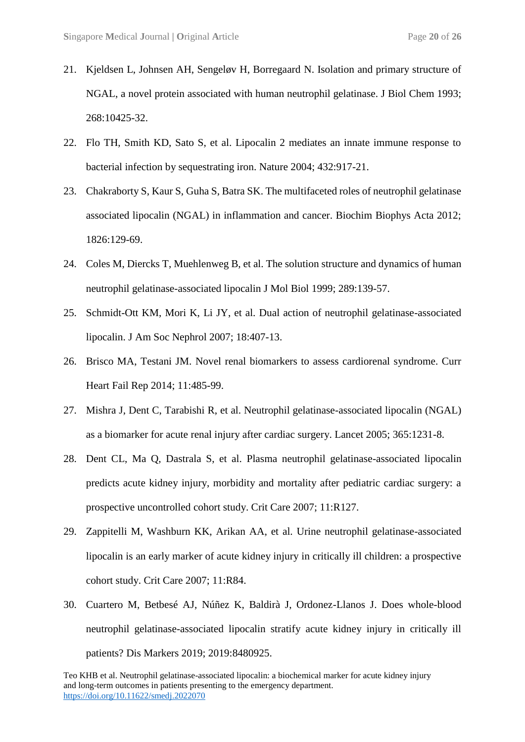21. Kjeldsen L, Johnsen AH, Sengeløv H, Borregaard N. Isolation and primary structure of NGAL, a novel protein associated with human neutrophil gelatinase. J Biol Chem 1993; 268:10425-32.
22. Flo TH, Smith KD, Sato S, et al. Lipocalin 2 mediates an innate immune response to bacterial infection by sequestrating iron. Nature 2004; 432:917-21.
23. Chakraborty S, Kaur S, Guha S, Batra SK. The multifaceted roles of neutrophil gelatinase associated lipocalin (NGAL) in inflammation and cancer. Biochim Biophys Acta 2012; 1826:129-69.
24. Coles M, Diercks T, Muehlenweg B, et al. The solution structure and dynamics of human neutrophil gelatinase-associated lipocalin J Mol Biol 1999; 289:139-57.
25. Schmidt-Ott KM, Mori K, Li JY, et al. Dual action of neutrophil gelatinase-associated lipocalin. J Am Soc Nephrol 2007; 18:407-13.
26. Brisco MA, Testani JM. Novel renal biomarkers to assess cardiorenal syndrome. Curr Heart Fail Rep 2014; 11:485-99.
27. Mishra J, Dent C, Tarabishi R, et al. Neutrophil gelatinase-associated lipocalin (NGAL) as a biomarker for acute renal injury after cardiac surgery. Lancet 2005; 365:1231-8.
28. Dent CL, Ma Q, Dastrala S, et al. Plasma neutrophil gelatinase-associated lipocalin predicts acute kidney injury, morbidity and mortality after pediatric cardiac surgery: a prospective uncontrolled cohort study. Crit Care 2007; 11:R127.
29. Zappitelli M, Washburn KK, Arikan AA, et al. Urine neutrophil gelatinase-associated lipocalin is an early marker of acute kidney injury in critically ill children: a prospective cohort study. Crit Care 2007; 11:R84.
30. Cuartero M, Betbesé AJ, Núñez K, Baldirà J, Ordonez-Llanos J. Does whole-blood neutrophil gelatinase-associated lipocalin stratify acute kidney injury in critically ill patients? Dis Markers 2019; 2019:8480925.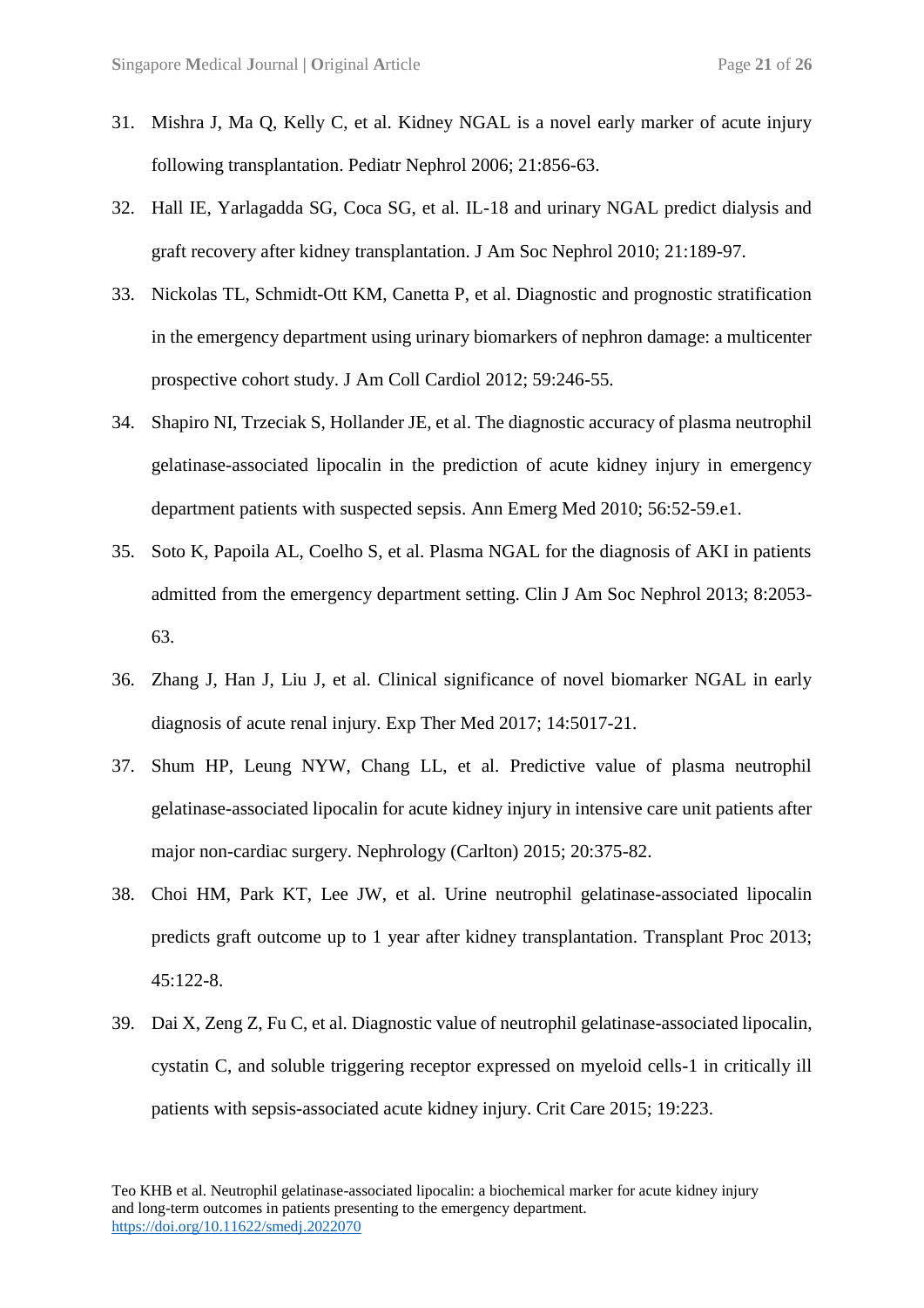31. Mishra J, Ma Q, Kelly C, et al. Kidney NGAL is a novel early marker of acute injury following transplantation. Pediatr Nephrol 2006; 21:856-63.
32. Hall IE, Yarlagadda SG, Coca SG, et al. IL-18 and urinary NGAL predict dialysis and graft recovery after kidney transplantation. J Am Soc Nephrol 2010; 21:189-97.
33. Nickolas TL, Schmidt-Ott KM, Canetta P, et al. Diagnostic and prognostic stratification in the emergency department using urinary biomarkers of nephron damage: a multicenter prospective cohort study. J Am Coll Cardiol 2012; 59:246-55.
34. Shapiro NI, Trzeciak S, Hollander JE, et al. The diagnostic accuracy of plasma neutrophil gelatinase-associated lipocalin in the prediction of acute kidney injury in emergency department patients with suspected sepsis. Ann Emerg Med 2010; 56:52-59.e1.
35. Soto K, Papoila AL, Coelho S, et al. Plasma NGAL for the diagnosis of AKI in patients admitted from the emergency department setting. Clin J Am Soc Nephrol 2013; 8:2053-63.
36. Zhang J, Han J, Liu J, et al. Clinical significance of novel biomarker NGAL in early diagnosis of acute renal injury. Exp Ther Med 2017; 14:5017-21.
37. Shum HP, Leung NYW, Chang LL, et al. Predictive value of plasma neutrophil gelatinase-associated lipocalin for acute kidney injury in intensive care unit patients after major non-cardiac surgery. Nephrology (Carlton) 2015; 20:375-82.
38. Choi HM, Park KT, Lee JW, et al. Urine neutrophil gelatinase-associated lipocalin predicts graft outcome up to 1 year after kidney transplantation. Transplant Proc 2013; 45:122-8.
39. Dai X, Zeng Z, Fu C, et al. Diagnostic value of neutrophil gelatinase-associated lipocalin, cystatin C, and soluble triggering receptor expressed on myeloid cells-1 in critically ill patients with sepsis-associated acute kidney injury. Crit Care 2015; 19:223.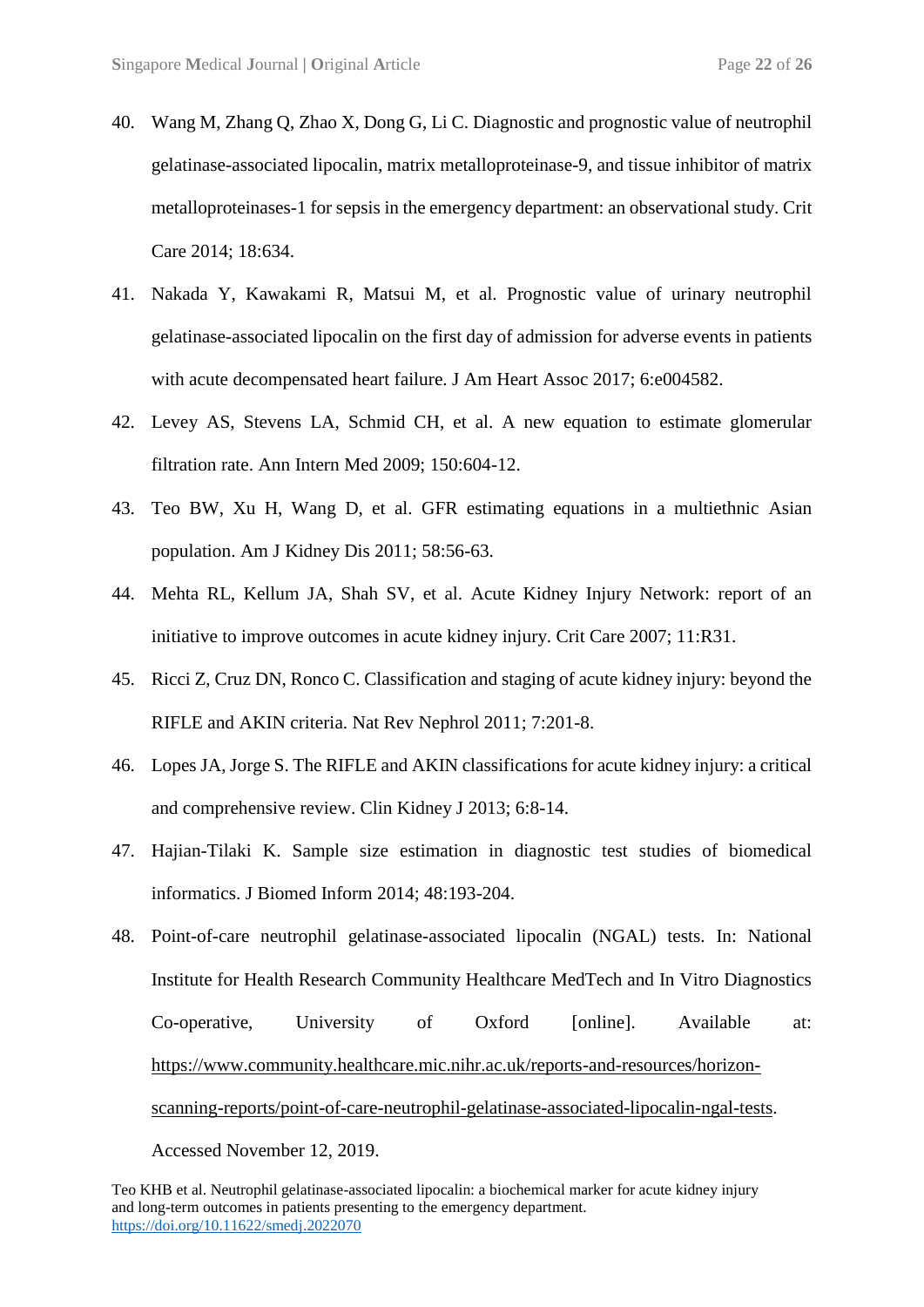40. Wang M, Zhang Q, Zhao X, Dong G, Li C. Diagnostic and prognostic value of neutrophil gelatinase-associated lipocalin, matrix metalloproteinase-9, and tissue inhibitor of matrix metalloproteinases-1 for sepsis in the emergency department: an observational study. Crit Care 2014; 18:634.
41. Nakada Y, Kawakami R, Matsui M, et al. Prognostic value of urinary neutrophil gelatinase-associated lipocalin on the first day of admission for adverse events in patients with acute decompensated heart failure. J Am Heart Assoc 2017; 6:e004582.
42. Levey AS, Stevens LA, Schmid CH, et al. A new equation to estimate glomerular filtration rate. Ann Intern Med 2009; 150:604-12.
43. Teo BW, Xu H, Wang D, et al. GFR estimating equations in a multiethnic Asian population. Am J Kidney Dis 2011; 58:56-63.
44. Mehta RL, Kellum JA, Shah SV, et al. Acute Kidney Injury Network: report of an initiative to improve outcomes in acute kidney injury. Crit Care 2007; 11:R31.
45. Ricci Z, Cruz DN, Ronco C. Classification and staging of acute kidney injury: beyond the RIFLE and AKIN criteria. Nat Rev Nephrol 2011; 7:201-8.
46. Lopes JA, Jorge S. The RIFLE and AKIN classifications for acute kidney injury: a critical and comprehensive review. Clin Kidney J 2013; 6:8-14.
47. Hajian-Tilaki K. Sample size estimation in diagnostic test studies of biomedical informatics. J Biomed Inform 2014; 48:193-204.
48. Point-of-care neutrophil gelatinase-associated lipocalin (NGAL) tests. In: National Institute for Health Research Community Healthcare MedTech and In Vitro Diagnostics Co-operative, University of Oxford [online]. Available at: https://www.community.healthcare.mic.nihr.ac.uk/reports-and-resources/horizon-scanning-reports/point-of-care-neutrophil-gelatinase-associated-lipocalin-ngal-tests. Accessed November 12, 2019.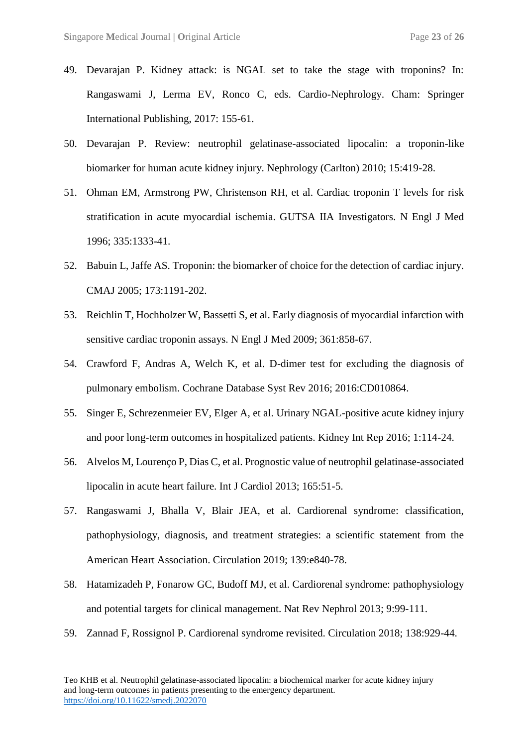49. Devarajan P. Kidney attack: is NGAL set to take the stage with troponins? In: Rangaswami J, Lerma EV, Ronco C, eds. Cardio-Nephrology. Cham: Springer International Publishing, 2017: 155-61.
50. Devarajan P. Review: neutrophil gelatinase-associated lipocalin: a troponin-like biomarker for human acute kidney injury. Nephrology (Carlton) 2010; 15:419-28.
51. Ohman EM, Armstrong PW, Christenson RH, et al. Cardiac troponin T levels for risk stratification in acute myocardial ischemia. GUTSA IIA Investigators. N Engl J Med 1996; 335:1333-41.
52. Babuin L, Jaffe AS. Troponin: the biomarker of choice for the detection of cardiac injury. CMAJ 2005; 173:1191-202.
53. Reichlin T, Hochholzer W, Bassetti S, et al. Early diagnosis of myocardial infarction with sensitive cardiac troponin assays. N Engl J Med 2009; 361:858-67.
54. Crawford F, Andras A, Welch K, et al. D-dimer test for excluding the diagnosis of pulmonary embolism. Cochrane Database Syst Rev 2016; 2016:CD010864.
55. Singer E, Schrezenmeier EV, Elger A, et al. Urinary NGAL-positive acute kidney injury and poor long-term outcomes in hospitalized patients. Kidney Int Rep 2016; 1:114-24.
56. Alvelos M, Lourenço P, Dias C, et al. Prognostic value of neutrophil gelatinase-associated lipocalin in acute heart failure. Int J Cardiol 2013; 165:51-5.
57. Rangaswami J, Bhalla V, Blair JEA, et al. Cardiorenal syndrome: classification, pathophysiology, diagnosis, and treatment strategies: a scientific statement from the American Heart Association. Circulation 2019; 139:e840-78.
58. Hatamizadeh P, Fonarow GC, Budoff MJ, et al. Cardiorenal syndrome: pathophysiology and potential targets for clinical management. Nat Rev Nephrol 2013; 9:99-111.
59. Zannad F, Rossignol P. Cardiorenal syndrome revisited. Circulation 2018; 138:929-44.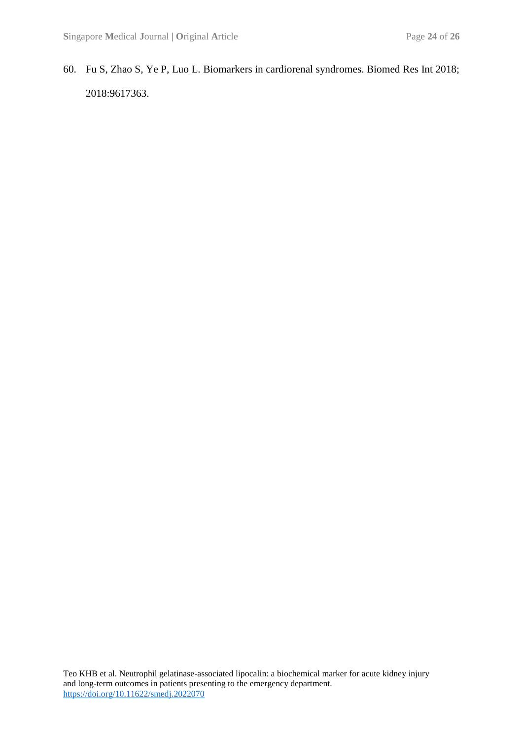60. Fu S, Zhao S, Ye P, Luo L. Biomarkers in cardiorenal syndromes. Biomed Res Int 2018; 2018:9617363.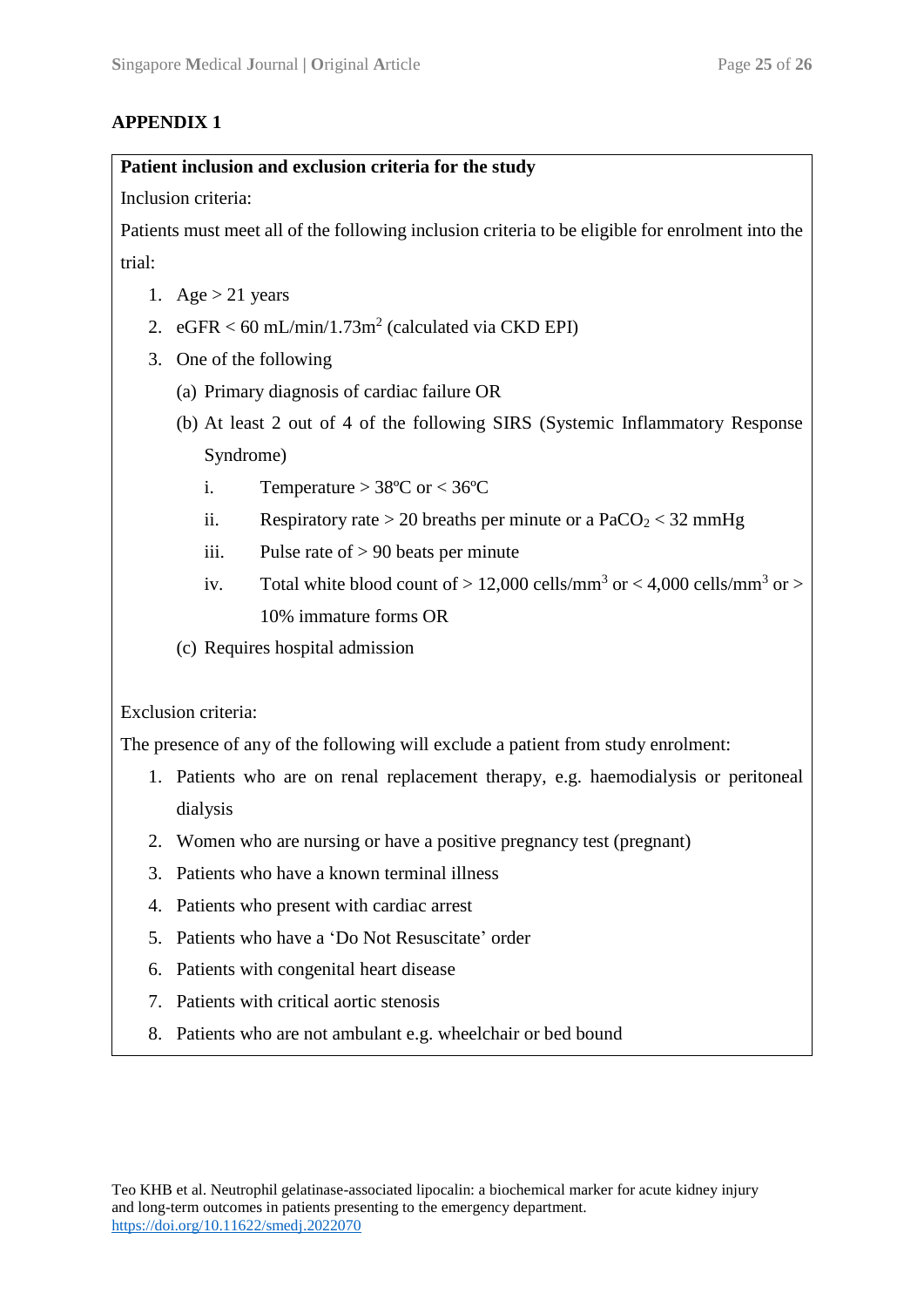## APPENDIX 1

**Patient inclusion and exclusion criteria for the study**

Inclusion criteria:

Patients must meet all of the following inclusion criteria to be eligible for enrolment into the trial:

1. Age > 21 years
2. eGFR < 60 mL/min/1.73m$^2$ (calculated via CKD EPI)
3. One of the following
   - (a) Primary diagnosis of cardiac failure OR
   - (b) At least 2 out of 4 of the following SIRS (Systemic Inflammatory Response Syndrome)
     - i. Temperature > 38ºC or < 36ºC
     - ii. Respiratory rate > 20 breaths per minute or a $PaCO_2$ < 32 mmHg
     - iii. Pulse rate of > 90 beats per minute
     - iv. Total white blood count of > 12,000 cells/mm$^3$ or < 4,000 cells/mm$^3$ or > 10% immature forms OR
   - (c) Requires hospital admission

Exclusion criteria:

The presence of any of the following will exclude a patient from study enrolment:

1. Patients who are on renal replacement therapy, e.g. haemodialysis or peritoneal dialysis
2. Women who are nursing or have a positive pregnancy test (pregnant)
3. Patients who have a known terminal illness
4. Patients who present with cardiac arrest
5. Patients who have a 'Do Not Resuscitate' order
6. Patients with congenital heart disease
7. Patients with critical aortic stenosis
8. Patients who are not ambulant e.g. wheelchair or bed bound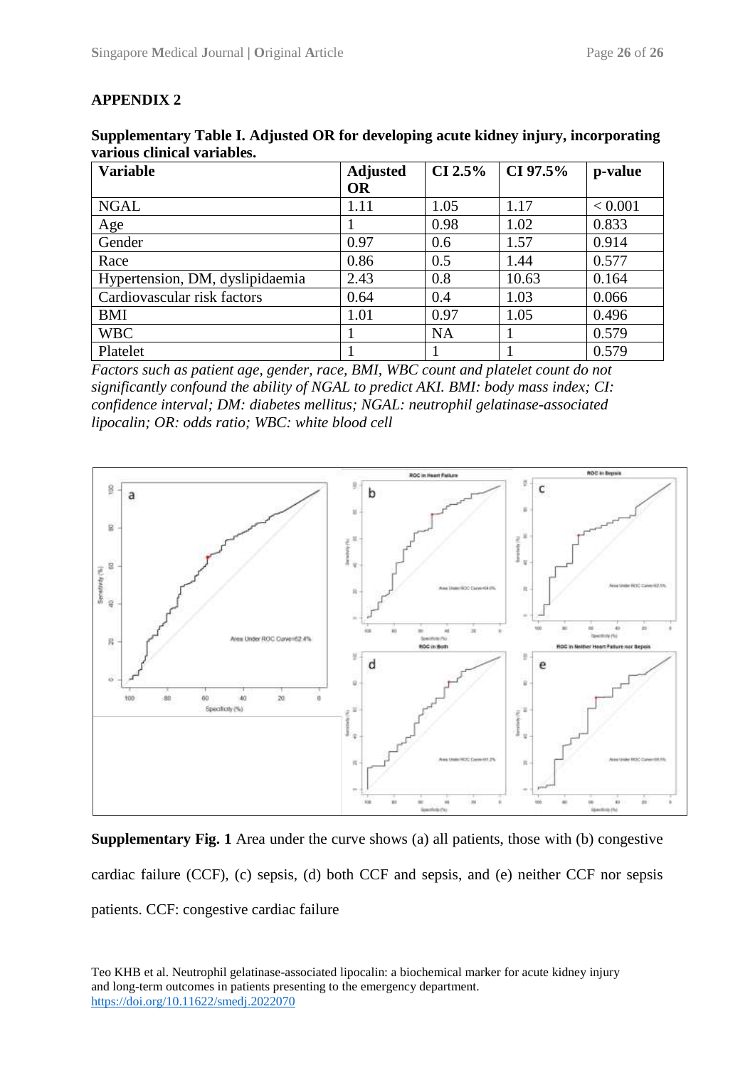## APPENDIX 2

**Supplementary Table I. Adjusted OR for developing acute kidney injury, incorporating various clinical variables.**

| Variable | Adjusted OR | CI 2.5% | CI 97.5% | p-value |
|---|---|---|---|---|
| NGAL | 1.11 | 1.05 | 1.17 | < 0.001 |
| Age | 1 | 0.98 | 1.02 | 0.833 |
| Gender | 0.97 | 0.6 | 1.57 | 0.914 |
| Race | 0.86 | 0.5 | 1.44 | 0.577 |
| Hypertension, DM, dyslipidaemia | 2.43 | 0.8 | 10.63 | 0.164 |
| Cardiovascular risk factors | 0.64 | 0.4 | 1.03 | 0.066 |
| BMI | 1.01 | 0.97 | 1.05 | 0.496 |
| WBC | 1 | NA | 1 | 0.579 |
| Platelet | 1 | 1 | 1 | 0.579 |

*Factors such as patient age, gender, race, BMI, WBC count and platelet count do not significantly confound the ability of NGAL to predict AKI. BMI: body mass index; CI: confidence interval; DM: diabetes mellitus; NGAL: neutrophil gelatinase-associated lipocalin; OR: odds ratio; WBC: white blood cell*

a
Area Under ROC Curve=62.4%
Sensitivity (%)
Specificity (%)

b
ROC in Heart Failure

c
ROC in Sepsis

d
ROC in Both

e
ROC in Neither Heart Failure nor Sepsis

**Supplementary Fig. 1** Area under the curve shows (a) all patients, those with (b) congestive cardiac failure (CCF), (c) sepsis, (d) both CCF and sepsis, and (e) neither CCF nor sepsis patients. CCF: congestive cardiac failure